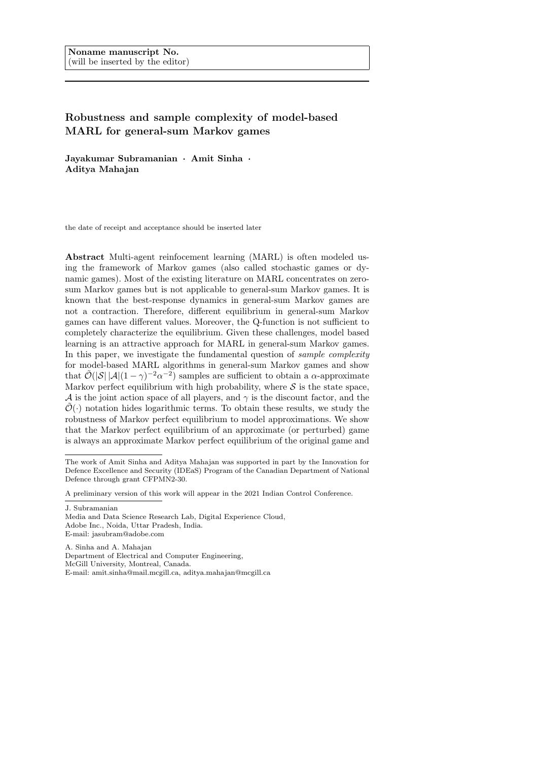Noname manuscript No.
(will be inserted by the editor)

# Robustness and sample complexity of model-based MARL for general-sum Markov games

**Jayakumar Subramanian · Amit Sinha · Aditya Mahajan**

the date of receipt and acceptance should be inserted later

**Abstract** Multi-agent reinfocement learning (MARL) is often modeled using the framework of Markov games (also called stochastic games or dynamic games). Most of the existing literature on MARL concentrates on zero-sum Markov games but is not applicable to general-sum Markov games. It is known that the best-response dynamics in general-sum Markov games are not a contraction. Therefore, different equilibrium in general-sum Markov games can have different values. Moreover, the Q-function is not sufficient to completely characterize the equilibrium. Given these challenges, model based learning is an attractive approach for MARL in general-sum Markov games. In this paper, we investigate the fundamental question of *sample complexity* for model-based MARL algorithms in general-sum Markov games and show that $\tilde{\mathcal{O}}(|\mathcal{S}|\,|\mathcal{A}|(1-\gamma)^{-2}\alpha^{-2})$ samples are sufficient to obtain a $\alpha$-approximate Markov perfect equilibrium with high probability, where $\mathcal{S}$ is the state space, $\mathcal{A}$ is the joint action space of all players, and $\gamma$ is the discount factor, and the $\tilde{\mathcal{O}}(\cdot)$ notation hides logarithmic terms. To obtain these results, we study the robustness of Markov perfect equilibrium to model approximations. We show that the Markov perfect equilibrium of an approximate (or perturbed) game is always an approximate Markov perfect equilibrium of the original game and

---

The work of Amit Sinha and Aditya Mahajan was supported in part by the Innovation for Defence Excellence and Security (IDEaS) Program of the Canadian Department of National Defence through grant CFPMN2-30.

A preliminary version of this work will appear in the 2021 Indian Control Conference.

J. Subramanian
Media and Data Science Research Lab, Digital Experience Cloud,
Adobe Inc., Noida, Uttar Pradesh, India.
E-mail: jasubram@adobe.com

A. Sinha and A. Mahajan
Department of Electrical and Computer Engineering,
McGill University, Montreal, Canada.
E-mail: amit.sinha@mail.mcgill.ca, aditya.mahajan@mcgill.ca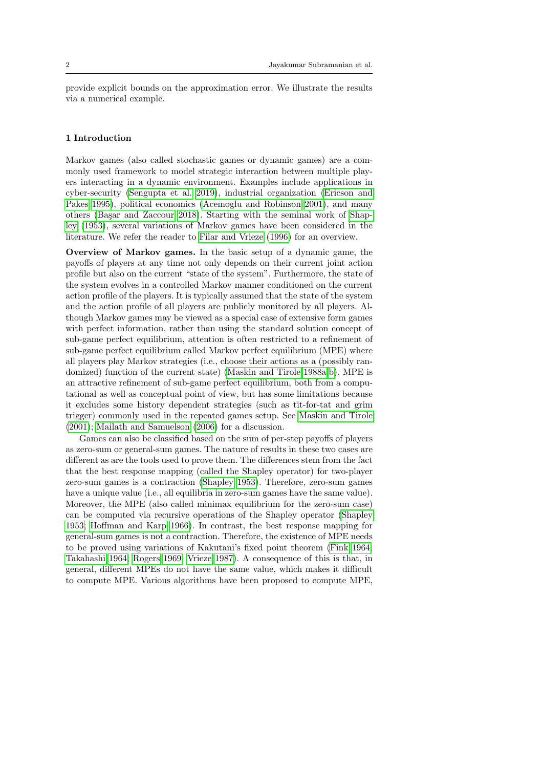provide explicit bounds on the approximation error. We illustrate the results via a numerical example.

## 1 Introduction

Markov games (also called stochastic games or dynamic games) are a commonly used framework to model strategic interaction between multiple players interacting in a dynamic environment. Examples include applications in cyber-security (Sengupta et al. 2019), industrial organization (Ericson and Pakes 1995), political economics (Acemoglu and Robinson 2001), and many others (Başar and Zaccour 2018). Starting with the seminal work of Shapley (1953), several variations of Markov games have been considered in the literature. We refer the reader to Filar and Vrieze (1996) for an overview.

**Overview of Markov games.** In the basic setup of a dynamic game, the payoffs of players at any time not only depends on their current joint action profile but also on the current "state of the system". Furthermore, the state of the system evolves in a controlled Markov manner conditioned on the current action profile of the players. It is typically assumed that the state of the system and the action profile of all players are publicly monitored by all players. Although Markov games may be viewed as a special case of extensive form games with perfect information, rather than using the standard solution concept of sub-game perfect equilibrium, attention is often restricted to a refinement of sub-game perfect equilibrium called Markov perfect equilibrium (MPE) where all players play Markov strategies (i.e., choose their actions as a (possibly randomized) function of the current state) (Maskin and Tirole 1988a,b). MPE is an attractive refinement of sub-game perfect equilibrium, both from a computational as well as conceptual point of view, but has some limitations because it excludes some history dependent strategies (such as tit-for-tat and grim trigger) commonly used in the repeated games setup. See Maskin and Tirole (2001); Mailath and Samuelson (2006) for a discussion.

Games can also be classified based on the sum of per-step payoffs of players as zero-sum or general-sum games. The nature of results in these two cases are different as are the tools used to prove them. The differences stem from the fact that the best response mapping (called the Shapley operator) for two-player zero-sum games is a contraction (Shapley 1953). Therefore, zero-sum games have a unique value (i.e., all equilibria in zero-sum games have the same value). Moreover, the MPE (also called minimax equilibrium for the zero-sum case) can be computed via recursive operations of the Shapley operator (Shapley 1953; Hoffman and Karp 1966). In contrast, the best response mapping for general-sum games is not a contraction. Therefore, the existence of MPE needs to be proved using variations of Kakutani's fixed point theorem (Fink 1964; Takahashi 1964; Rogers 1969; Vrieze 1987). A consequence of this is that, in general, different MPEs do not have the same value, which makes it difficult to compute MPE. Various algorithms have been proposed to compute MPE,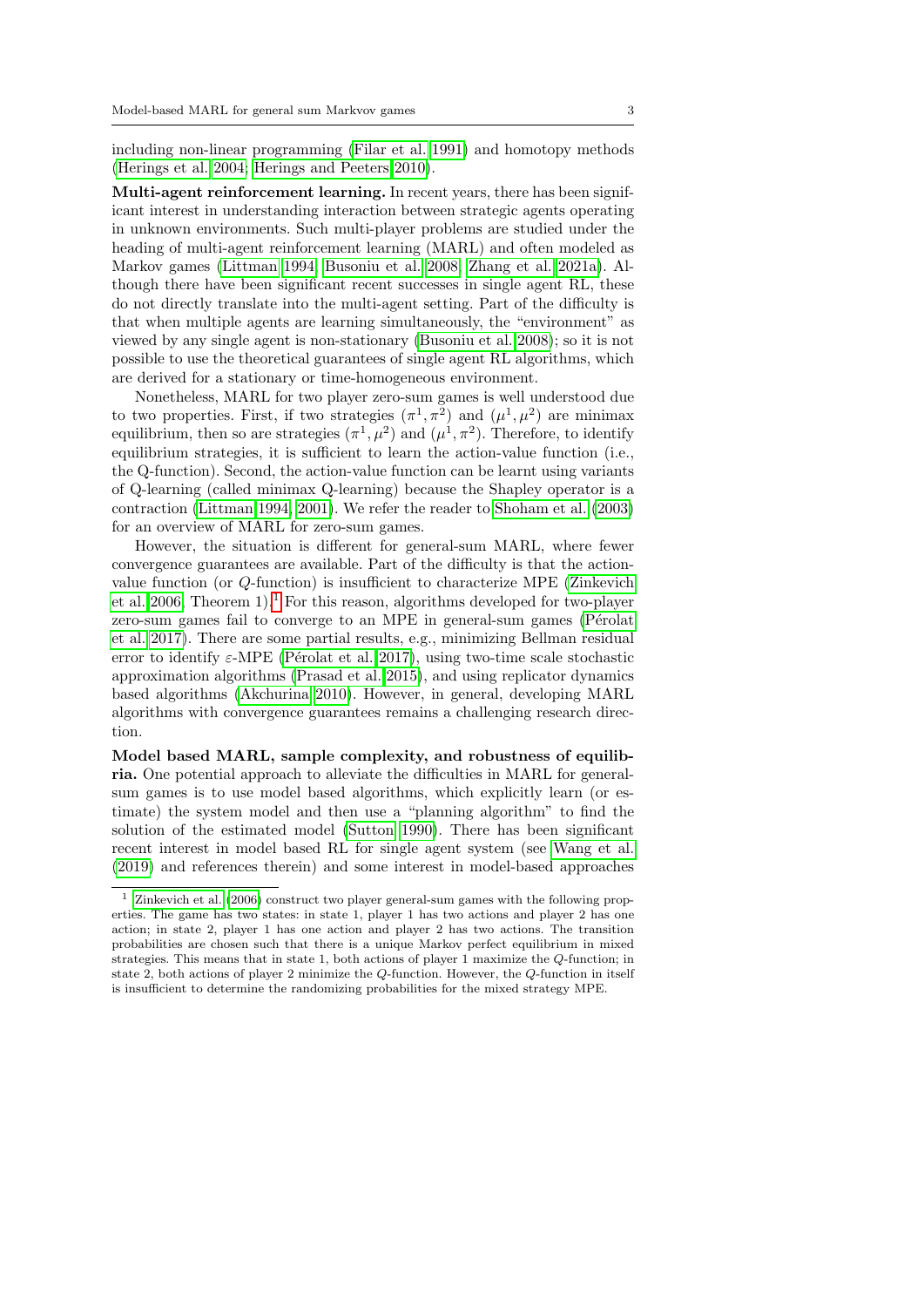including non-linear programming (Filar et al. 1991) and homotopy methods (Herings et al. 2004; Herings and Peeters 2010).

**Multi-agent reinforcement learning.** In recent years, there has been significant interest in understanding interaction between strategic agents operating in unknown environments. Such multi-player problems are studied under the heading of multi-agent reinforcement learning (MARL) and often modeled as Markov games (Littman 1994; Busoniu et al. 2008; Zhang et al. 2021a). Although there have been significant recent successes in single agent RL, these do not directly translate into the multi-agent setting. Part of the difficulty is that when multiple agents are learning simultaneously, the "environment" as viewed by any single agent is non-stationary (Busoniu et al. 2008); so it is not possible to use the theoretical guarantees of single agent RL algorithms, which are derived for a stationary or time-homogeneous environment.

Nonetheless, MARL for two player zero-sum games is well understood due to two properties. First, if two strategies $(\pi^1, \pi^2)$ and $(\mu^1, \mu^2)$ are minimax equilibrium, then so are strategies $(\pi^1, \mu^2)$ and $(\mu^1, \pi^2)$. Therefore, to identify equilibrium strategies, it is sufficient to learn the action-value function (i.e., the Q-function). Second, the action-value function can be learnt using variants of Q-learning (called minimax Q-learning) because the Shapley operator is a contraction (Littman 1994, 2001). We refer the reader to Shoham et al. (2003) for an overview of MARL for zero-sum games.

However, the situation is different for general-sum MARL, where fewer convergence guarantees are available. Part of the difficulty is that the action-value function (or $Q$-function) is insufficient to characterize MPE (Zinkevich et al. 2006, Theorem 1).[1] For this reason, algorithms developed for two-player zero-sum games fail to converge to an MPE in general-sum games (Pérolat et al. 2017). There are some partial results, e.g., minimizing Bellman residual error to identify $\varepsilon$-MPE (Pérolat et al. 2017), using two-time scale stochastic approximation algorithms (Prasad et al. 2015), and using replicator dynamics based algorithms (Akchurina 2010). However, in general, developing MARL algorithms with convergence guarantees remains a challenging research direction.

**Model based MARL, sample complexity, and robustness of equilibria.** One potential approach to alleviate the difficulties in MARL for general-sum games is to use model based algorithms, which explicitly learn (or estimate) the system model and then use a "planning algorithm" to find the solution of the estimated model (Sutton 1990). There has been significant recent interest in model based RL for single agent system (see Wang et al. (2019) and references therein) and some interest in model-based approaches

[1] Zinkevich et al. (2006) construct two player general-sum games with the following properties. The game has two states: in state 1, player 1 has two actions and player 2 has one action; in state 2, player 1 has one action and player 2 has two actions. The transition probabilities are chosen such that there is a unique Markov perfect equilibrium in mixed strategies. This means that in state 1, both actions of player 1 maximize the $Q$-function; in state 2, both actions of player 2 minimize the $Q$-function. However, the $Q$-function in itself is insufficient to determine the randomizing probabilities for the mixed strategy MPE.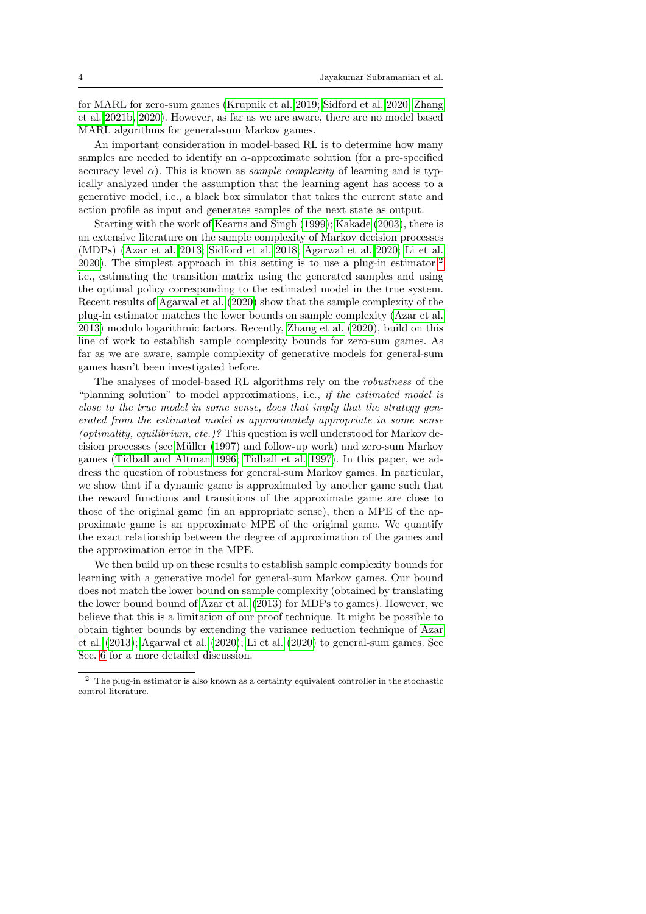for MARL for zero-sum games (Krupnik et al. 2019; Sidford et al. 2020; Zhang et al. 2021b, 2020). However, as far as we are aware, there are no model based MARL algorithms for general-sum Markov games.

An important consideration in model-based RL is to determine how many samples are needed to identify an $\alpha$-approximate solution (for a pre-specified accuracy level $\alpha$). This is known as *sample complexity* of learning and is typically analyzed under the assumption that the learning agent has access to a generative model, i.e., a black box simulator that takes the current state and action profile as input and generates samples of the next state as output.

Starting with the work of Kearns and Singh (1999); Kakade (2003), there is an extensive literature on the sample complexity of Markov decision processes (MDPs) (Azar et al. 2013; Sidford et al. 2018; Agarwal et al. 2020; Li et al. 2020). The simplest approach in this setting is to use a plug-in estimator:[2] i.e., estimating the transition matrix using the generated samples and using the optimal policy corresponding to the estimated model in the true system. Recent results of Agarwal et al. (2020) show that the sample complexity of the plug-in estimator matches the lower bounds on sample complexity (Azar et al. 2013) modulo logarithmic factors. Recently, Zhang et al. (2020), build on this line of work to establish sample complexity bounds for zero-sum games. As far as we are aware, sample complexity of generative models for general-sum games hasn't been investigated before.

The analyses of model-based RL algorithms rely on the *robustness* of the "planning solution" to model approximations, i.e., *if the estimated model is close to the true model in some sense, does that imply that the strategy generated from the estimated model is approximately appropriate in some sense (optimality, equilibrium, etc.)?* This question is well understood for Markov decision processes (see Müller (1997) and follow-up work) and zero-sum Markov games (Tidball and Altman 1996; Tidball et al. 1997). In this paper, we address the question of robustness for general-sum Markov games. In particular, we show that if a dynamic game is approximated by another game such that the reward functions and transitions of the approximate game are close to those of the original game (in an appropriate sense), then a MPE of the approximate game is an approximate MPE of the original game. We quantify the exact relationship between the degree of approximation of the games and the approximation error in the MPE.

We then build up on these results to establish sample complexity bounds for learning with a generative model for general-sum Markov games. Our bound does not match the lower bound on sample complexity (obtained by translating the lower bound bound of Azar et al. (2013) for MDPs to games). However, we believe that this is a limitation of our proof technique. It might be possible to obtain tighter bounds by extending the variance reduction technique of Azar et al. (2013); Agarwal et al. (2020); Li et al. (2020) to general-sum games. See Sec. 6 for a more detailed discussion.

[2] The plug-in estimator is also known as a certainty equivalent controller in the stochastic control literature.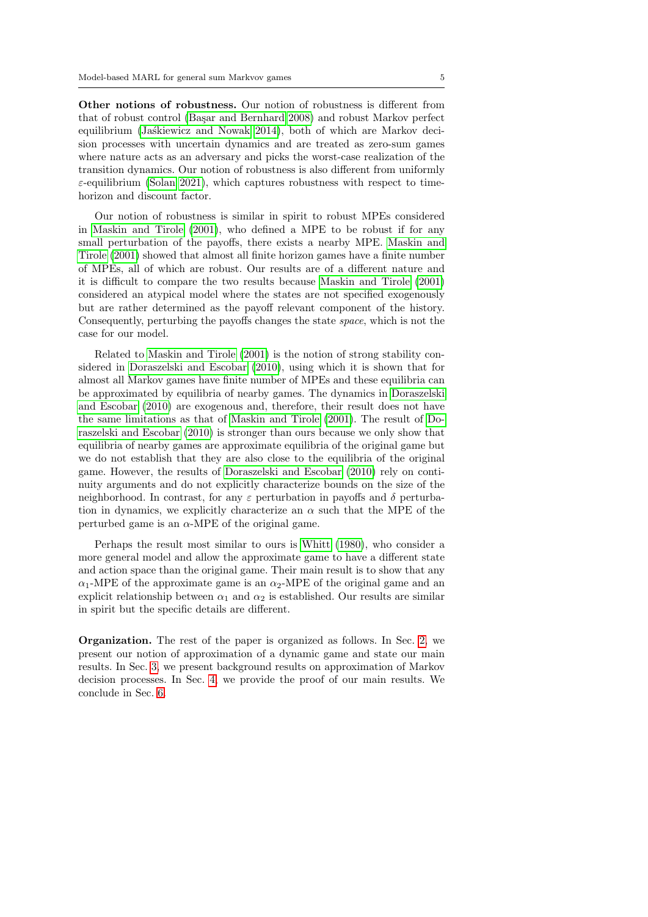**Other notions of robustness.** Our notion of robustness is different from that of robust control (Başar and Bernhard 2008) and robust Markov perfect equilibrium (Jaśkiewicz and Nowak 2014), both of which are Markov decision processes with uncertain dynamics and are treated as zero-sum games where nature acts as an adversary and picks the worst-case realization of the transition dynamics. Our notion of robustness is also different from uniformly $\varepsilon$-equilibrium (Solan 2021), which captures robustness with respect to time-horizon and discount factor.

Our notion of robustness is similar in spirit to robust MPEs considered in Maskin and Tirole (2001), who defined a MPE to be robust if for any small perturbation of the payoffs, there exists a nearby MPE. Maskin and Tirole (2001) showed that almost all finite horizon games have a finite number of MPEs, all of which are robust. Our results are of a different nature and it is difficult to compare the two results because Maskin and Tirole (2001) considered an atypical model where the states are not specified exogenously but are rather determined as the payoff relevant component of the history. Consequently, perturbing the payoffs changes the state *space*, which is not the case for our model.

Related to Maskin and Tirole (2001) is the notion of strong stability considered in Doraszelski and Escobar (2010), using which it is shown that for almost all Markov games have finite number of MPEs and these equilibria can be approximated by equilibria of nearby games. The dynamics in Doraszelski and Escobar (2010) are exogenous and, therefore, their result does not have the same limitations as that of Maskin and Tirole (2001). The result of Doraszelski and Escobar (2010) is stronger than ours because we only show that equilibria of nearby games are approximate equilibria of the original game but we do not establish that they are also close to the equilibria of the original game. However, the results of Doraszelski and Escobar (2010) rely on continuity arguments and do not explicitly characterize bounds on the size of the neighborhood. In contrast, for any $\varepsilon$ perturbation in payoffs and $\delta$ perturbation in dynamics, we explicitly characterize an $\alpha$ such that the MPE of the perturbed game is an $\alpha$-MPE of the original game.

Perhaps the result most similar to ours is Whitt (1980), who consider a more general model and allow the approximate game to have a different state and action space than the original game. Their main result is to show that any $\alpha_1$-MPE of the approximate game is an $\alpha_2$-MPE of the original game and an explicit relationship between $\alpha_1$ and $\alpha_2$ is established. Our results are similar in spirit but the specific details are different.

**Organization.** The rest of the paper is organized as follows. In Sec. 2, we present our notion of approximation of a dynamic game and state our main results. In Sec. 3, we present background results on approximation of Markov decision processes. In Sec. 4, we provide the proof of our main results. We conclude in Sec. 6.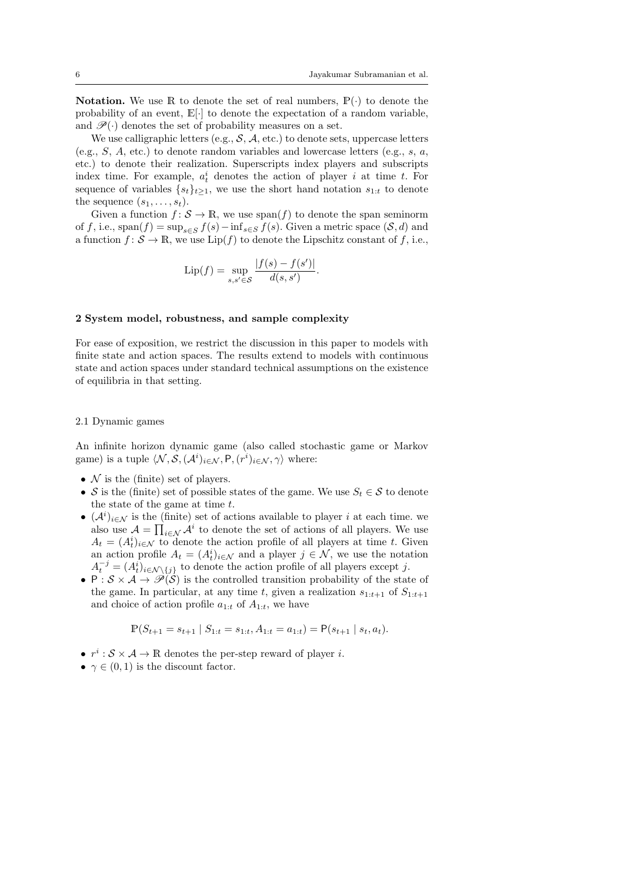**Notation.** We use $\mathbb{R}$ to denote the set of real numbers, $\mathbb{P}(\cdot)$ to denote the probability of an event, $\mathbb{E}[\cdot]$ to denote the expectation of a random variable, and $\mathscr{P}(\cdot)$ denotes the set of probability measures on a set.

We use calligraphic letters (e.g., $\mathcal{S}$, $\mathcal{A}$, etc.) to denote sets, uppercase letters (e.g., $S$, $A$, etc.) to denote random variables and lowercase letters (e.g., $s$, $a$, etc.) to denote their realization. Superscripts index players and subscripts index time. For example, $a^i_t$ denotes the action of player $i$ at time $t$. For sequence of variables $\{s_t\}_{t\geq 1}$, we use the short hand notation $s_{1:t}$ to denote the sequence $(s_1, \dots, s_t)$.

Given a function $f \colon \mathcal{S} \to \mathbb{R}$, we use $\operatorname{span}(f)$ to denote the span seminorm of $f$, i.e., $\operatorname{span}(f) = \sup_{s\in S} f(s) - \inf_{s \in S} f(s)$. Given a metric space $(\mathcal{S}, d)$ and a function $f \colon \mathcal{S} \to \mathbb{R}$, we use $\operatorname{Lip}(f)$ to denote the Lipschitz constant of $f$, i.e.,

$$\operatorname{Lip}(f) = \sup_{s,s' \in \mathcal{S}} \frac{|f(s) - f(s')|}{d(s,s')}.$$

## 2 System model, robustness, and sample complexity

For ease of exposition, we restrict the discussion in this paper to models with finite state and action spaces. The results extend to models with continuous state and action spaces under standard technical assumptions on the existence of equilibria in that setting.

### 2.1 Dynamic games

An infinite horizon dynamic game (also called stochastic game or Markov game) is a tuple $\langle \mathcal{N}, \mathcal{S}, (\mathcal{A}^i)_{i\in\mathcal{N}}, \mathsf{P}, (r^i)_{i\in\mathcal{N}}, \gamma\rangle$ where:

- $\mathcal{N}$ is the (finite) set of players.
- $\mathcal{S}$ is the (finite) set of possible states of the game. We use $S_t \in \mathcal{S}$ to denote the state of the game at time $t$.
- $(\mathcal{A}^i)_{i\in\mathcal{N}}$ is the (finite) set of actions available to player $i$ at each time. we also use $\mathcal{A} = \prod_{i\in\mathcal{N}} \mathcal{A}^i$ to denote the set of actions of all players. We use $A_t = (A^i_t)_{i\in\mathcal{N}}$ to denote the action profile of all players at time $t$. Given an action profile $A_t = (A^i_t)_{i\in\mathcal{N}}$ and a player $j \in \mathcal{N}$, we use the notation $A^{-j}_t = (A^i_t)_{i\in\mathcal{N}\setminus\{j\}}$ to denote the action profile of all players except $j$.
- $\mathsf{P} : \mathcal{S} \times \mathcal{A} \to \mathscr{P}(\mathcal{S})$ is the controlled transition probability of the state of the game. In particular, at any time $t$, given a realization $s_{1:t+1}$ of $S_{1:t+1}$ and choice of action profile $a_{1:t}$ of $A_{1:t}$, we have

$$\mathbb{P}(S_{t+1} = s_{t+1} \mid S_{1:t} = s_{1:t}, A_{1:t} = a_{1:t}) = \mathsf{P}(s_{t+1} \mid s_t, a_t).$$

- $r^i : \mathcal{S} \times \mathcal{A} \to \mathbb{R}$ denotes the per-step reward of player $i$.
- $\gamma \in (0, 1)$ is the discount factor.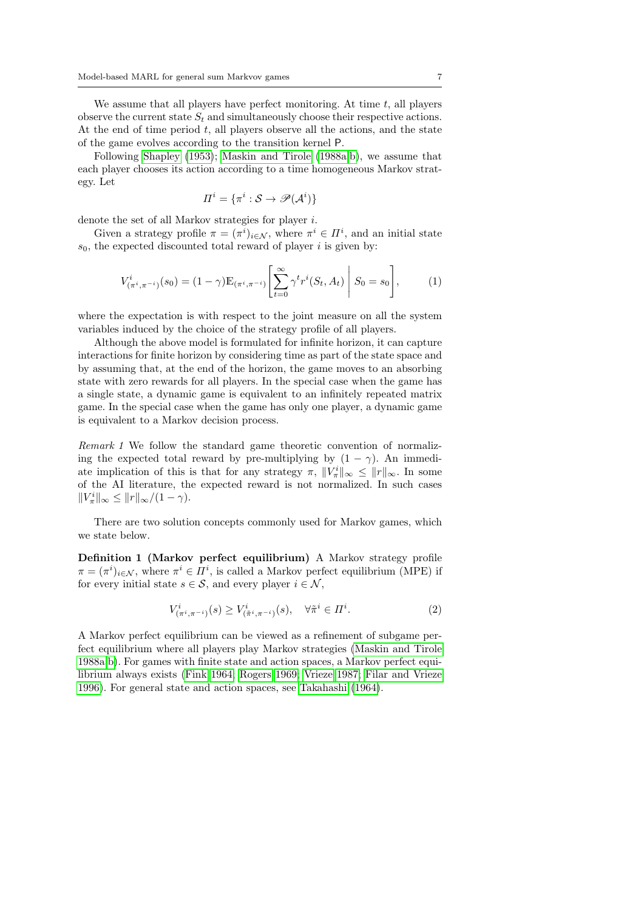We assume that all players have perfect monitoring. At time $t$, all players observe the current state $S_t$ and simultaneously choose their respective actions. At the end of time period $t$, all players observe all the actions, and the state of the game evolves according to the transition kernel $\mathsf{P}$.

Following Shapley (1953); Maskin and Tirole (1988a,b), we assume that each player chooses its action according to a time homogeneous Markov strategy. Let

$$\Pi^i = \{\pi^i : \mathcal{S} \to \mathscr{P}(\mathcal{A}^i)\}$$

denote the set of all Markov strategies for player $i$.

Given a strategy profile $\pi = (\pi^i)_{i \in \mathcal{N}}$, where $\pi^i \in \Pi^i$, and an initial state $s_0$, the expected discounted total reward of player $i$ is given by:

$$V^i_{(\pi^i, \pi^{-i})}(s_0) = (1-\gamma)\mathbb{E}_{(\pi^i, \pi^{-i})}\left[\sum_{t=0}^{\infty} \gamma^t r^i(S_t, A_t) \,\middle|\, S_0 = s_0\right], \tag{1}$$

where the expectation is with respect to the joint measure on all the system variables induced by the choice of the strategy profile of all players.

Although the above model is formulated for infinite horizon, it can capture interactions for finite horizon by considering time as part of the state space and by assuming that, at the end of the horizon, the game moves to an absorbing state with zero rewards for all players. In the special case when the game has a single state, a dynamic game is equivalent to an infinitely repeated matrix game. In the special case when the game has only one player, a dynamic game is equivalent to a Markov decision process.

*Remark 1* We follow the standard game theoretic convention of normalizing the expected total reward by pre-multiplying by $(1-\gamma)$. An immediate implication of this is that for any strategy $\pi$, $\|V^i_\pi\|_\infty \le \|r\|_\infty$. In some of the AI literature, the expected reward is not normalized. In such cases $\|V^i_\pi\|_\infty \le \|r\|_\infty/(1-\gamma)$.

There are two solution concepts commonly used for Markov games, which we state below.

**Definition 1 (Markov perfect equilibrium)** A Markov strategy profile $\pi = (\pi^i)_{i \in \mathcal{N}}$, where $\pi^i \in \Pi^i$, is called a Markov perfect equilibrium (MPE) if for every initial state $s \in \mathcal{S}$, and every player $i \in \mathcal{N}$,

$$V^i_{(\pi^i, \pi^{-i})}(s) \ge V^i_{(\tilde{\pi}^i, \pi^{-i})}(s), \quad \forall \tilde{\pi}^i \in \Pi^i. \tag{2}$$

A Markov perfect equilibrium can be viewed as a refinement of subgame perfect equilibrium where all players play Markov strategies (Maskin and Tirole 1988a,b). For games with finite state and action spaces, a Markov perfect equilibrium always exists (Fink 1964; Rogers 1969; Vrieze 1987; Filar and Vrieze 1996). For general state and action spaces, see Takahashi (1964).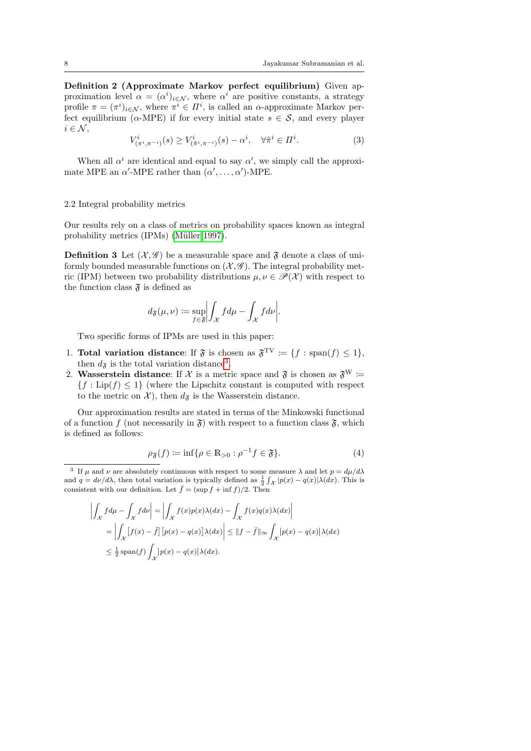**Definition 2 (Approximate Markov perfect equilibrium)** Given approximation level $\alpha = (\alpha^i)_{i \in \mathcal{N}}$, where $\alpha^i$ are positive constants, a strategy profile $\pi = (\pi^i)_{i \in \mathcal{N}}$, where $\pi^i \in \Pi^i$, is called an $\alpha$-approximate Markov perfect equilibrium ($\alpha$-MPE) if for every initial state $s \in \mathcal{S}$, and every player $i \in \mathcal{N}$,

$$V^i_{(\pi^i, \pi^{-i})}(s) \geq V^i_{(\tilde{\pi}^i, \pi^{-i})}(s) - \alpha^i, \quad \forall \tilde{\pi}^i \in \Pi^i. \tag{3}$$

When all $\alpha^i$ are identical and equal to say $\alpha'$, we simply call the approximate MPE an $\alpha'$-MPE rather than $(\alpha', \dots, \alpha')$-MPE.

## 2.2 Integral probability metrics

Our results rely on a class of metrics on probability spaces known as integral probability metrics (IPMs) (Müller 1997).

**Definition 3** Let $(\mathcal{X}, \mathscr{G})$ be a measurable space and $\mathfrak{F}$ denote a class of uniformly bounded measurable functions on $(\mathcal{X}, \mathscr{G})$. The integral probability metric (IPM) between two probability distributions $\mu, \nu \in \mathscr{P}(\mathcal{X})$ with respect to the function class $\mathfrak{F}$ is defined as

$$d_{\mathfrak{F}}(\mu, \nu) \coloneqq \sup_{f \in \mathfrak{F}} \left| \int_{\mathcal{X}} f d\mu - \int_{\mathcal{X}} f d\nu \right|.$$

Two specific forms of IPMs are used in this paper:

1. **Total variation distance**: If $\mathfrak{F}$ is chosen as $\mathfrak{F}^{\mathrm{TV}} \coloneqq \{f : \mathrm{span}(f) \leq 1\}$, then $d_{\mathfrak{F}}$ is the total variation distance[3].
2. **Wasserstein distance**: If $\mathcal{X}$ is a metric space and $\mathfrak{F}$ is chosen as $\mathfrak{F}^{\mathrm{W}} \coloneqq \{f : \mathrm{Lip}(f) \leq 1\}$ (where the Lipschitz constant is computed with respect to the metric on $\mathcal{X}$), then $d_{\mathfrak{F}}$ is the Wasserstein distance.

Our approximation results are stated in terms of the Minkowski functional of a function $f$ (not necessarily in $\mathfrak{F}$) with respect to a function class $\mathfrak{F}$, which is defined as follows:

$$\rho_{\mathfrak{F}}(f) \coloneqq \inf\{\rho \in \mathbb{R}_{>0} : \rho^{-1} f \in \mathfrak{F}\}. \tag{4}$$

---

[3] If $\mu$ and $\nu$ are absolutely continuous with respect to some measure $\lambda$ and let $p = d\mu/d\lambda$ and $q = d\nu/d\lambda$, then total variation is typically defined as $\frac{1}{2}\int_{\mathcal{X}} |p(x) - q(x)|\lambda(dx)$. This is consistent with our definition. Let $\bar{f} = (\sup f + \inf f)/2$. Then

$$\begin{aligned}
\left| \int_{\mathcal{X}} f d\mu - \int_{\mathcal{X}} f d\nu \right| &= \left| \int_{\mathcal{X}} f(x) p(x) \lambda(dx) - \int_{\mathcal{X}} f(x) q(x) \lambda(dx) \right| \\
&= \left| \int_{\mathcal{X}} \left[ f(x) - \bar{f} \right] \left[ p(x) - q(x) \right] \lambda(dx) \right| \leq \| f - \bar{f} \|_\infty \int_{\mathcal{X}} \left| p(x) - q(x) \right| \lambda(dx) \\
&\leq \tfrac{1}{2} \mathrm{span}(f) \int_{\mathcal{X}} \left| p(x) - q(x) \right| \lambda(dx).
\end{aligned}$$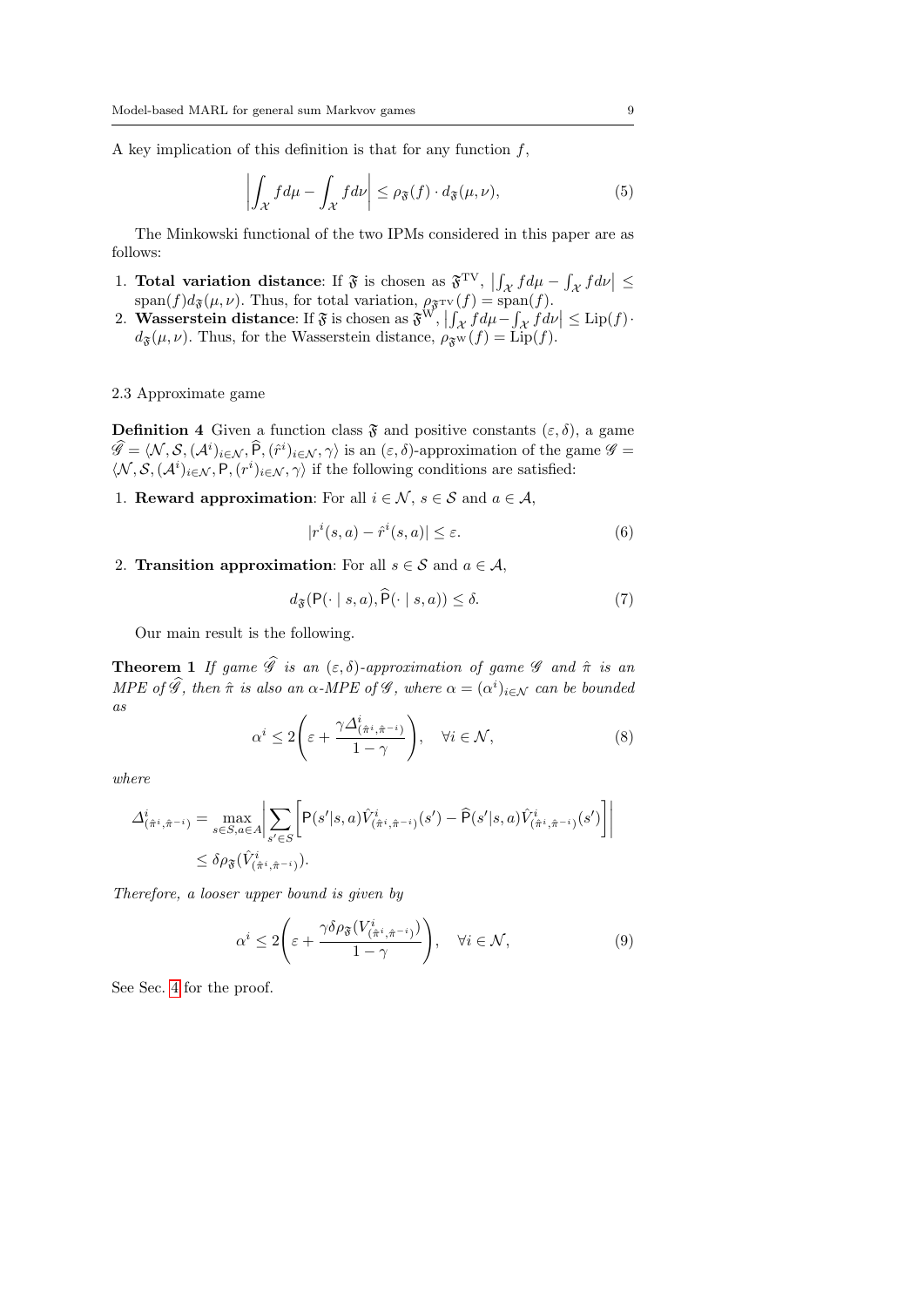A key implication of this definition is that for any function $f$,

$$\left| \int_{\mathcal{X}} f d\mu - \int_{\mathcal{X}} f d\nu \right| \leq \rho_{\mathfrak{F}}(f) \cdot d_{\mathfrak{F}}(\mu, \nu), \tag{5}$$

The Minkowski functional of the two IPMs considered in this paper are as follows:

1. **Total variation distance**: If $\mathfrak{F}$ is chosen as $\mathfrak{F}^{\mathrm{TV}}$, $\left|\int_{\mathcal{X}} f d\mu - \int_{\mathcal{X}} f d\nu\right| \leq \operatorname{span}(f) d_{\mathfrak{F}}(\mu, \nu)$. Thus, for total variation, $\rho_{\mathfrak{F}^{\mathrm{TV}}}(f) = \operatorname{span}(f)$.
2. **Wasserstein distance**: If $\mathfrak{F}$ is chosen as $\mathfrak{F}^{\mathrm{W}}$, $\left|\int_{\mathcal{X}} f d\mu - \int_{\mathcal{X}} f d\nu\right| \leq \operatorname{Lip}(f) \cdot d_{\mathfrak{F}}(\mu, \nu)$. Thus, for the Wasserstein distance, $\rho_{\mathfrak{F}^{\mathrm{W}}}(f) = \operatorname{Lip}(f)$.

### 2.3 Approximate game

**Definition 4** Given a function class $\mathfrak{F}$ and positive constants $(\varepsilon, \delta)$, a game $\widehat{\mathscr{G}} = \langle \mathcal{N}, \mathcal{S}, (\mathcal{A}^i)_{i \in \mathcal{N}}, \widehat{\mathsf{P}}, (\hat{r}^i)_{i \in \mathcal{N}}, \gamma \rangle$ is an $(\varepsilon, \delta)$-approximation of the game $\mathscr{G} = \langle \mathcal{N}, \mathcal{S}, (\mathcal{A}^i)_{i \in \mathcal{N}}, \mathsf{P}, (r^i)_{i \in \mathcal{N}}, \gamma \rangle$ if the following conditions are satisfied:

1. **Reward approximation**: For all $i \in \mathcal{N}$, $s \in \mathcal{S}$ and $a \in \mathcal{A}$,

$$|r^i(s, a) - \hat{r}^i(s, a)| \leq \varepsilon. \tag{6}$$

2. **Transition approximation**: For all $s \in \mathcal{S}$ and $a \in \mathcal{A}$,

$$d_{\mathfrak{F}}(\mathsf{P}(\cdot \mid s, a), \widehat{\mathsf{P}}(\cdot \mid s, a)) \leq \delta. \tag{7}$$

Our main result is the following.

**Theorem 1** *If game $\widehat{\mathscr{G}}$ is an $(\varepsilon, \delta)$-approximation of game $\mathscr{G}$ and $\hat{\pi}$ is an MPE of $\widehat{\mathscr{G}}$, then $\hat{\pi}$ is also an $\alpha$-MPE of $\mathscr{G}$, where $\alpha = (\alpha^i)_{i \in \mathcal{N}}$ can be bounded as*

$$\alpha^i \leq 2\left(\varepsilon + \frac{\gamma \Delta^i_{(\hat{\pi}^i, \hat{\pi}^{-i})}}{1 - \gamma}\right), \quad \forall i \in \mathcal{N}, \tag{8}$$

*where*

$$\begin{aligned}
\Delta^i_{(\hat{\pi}^i, \hat{\pi}^{-i})} &= \max_{s \in S, a \in A} \left| \sum_{s' \in S} \left[ \mathsf{P}(s'|s, a) \hat{V}^i_{(\hat{\pi}^i, \hat{\pi}^{-i})}(s') - \widehat{\mathsf{P}}(s'|s, a) \hat{V}^i_{(\hat{\pi}^i, \hat{\pi}^{-i})}(s') \right] \right| \\
&\leq \delta \rho_{\mathfrak{F}}(\hat{V}^i_{(\hat{\pi}^i, \hat{\pi}^{-i})}).
\end{aligned}$$

*Therefore, a looser upper bound is given by*

$$\alpha^i \leq 2\left(\varepsilon + \frac{\gamma \delta \rho_{\mathfrak{F}}(V^i_{(\hat{\pi}^i, \hat{\pi}^{-i})})}{1 - \gamma}\right), \quad \forall i \in \mathcal{N}, \tag{9}$$

See Sec. 4 for the proof.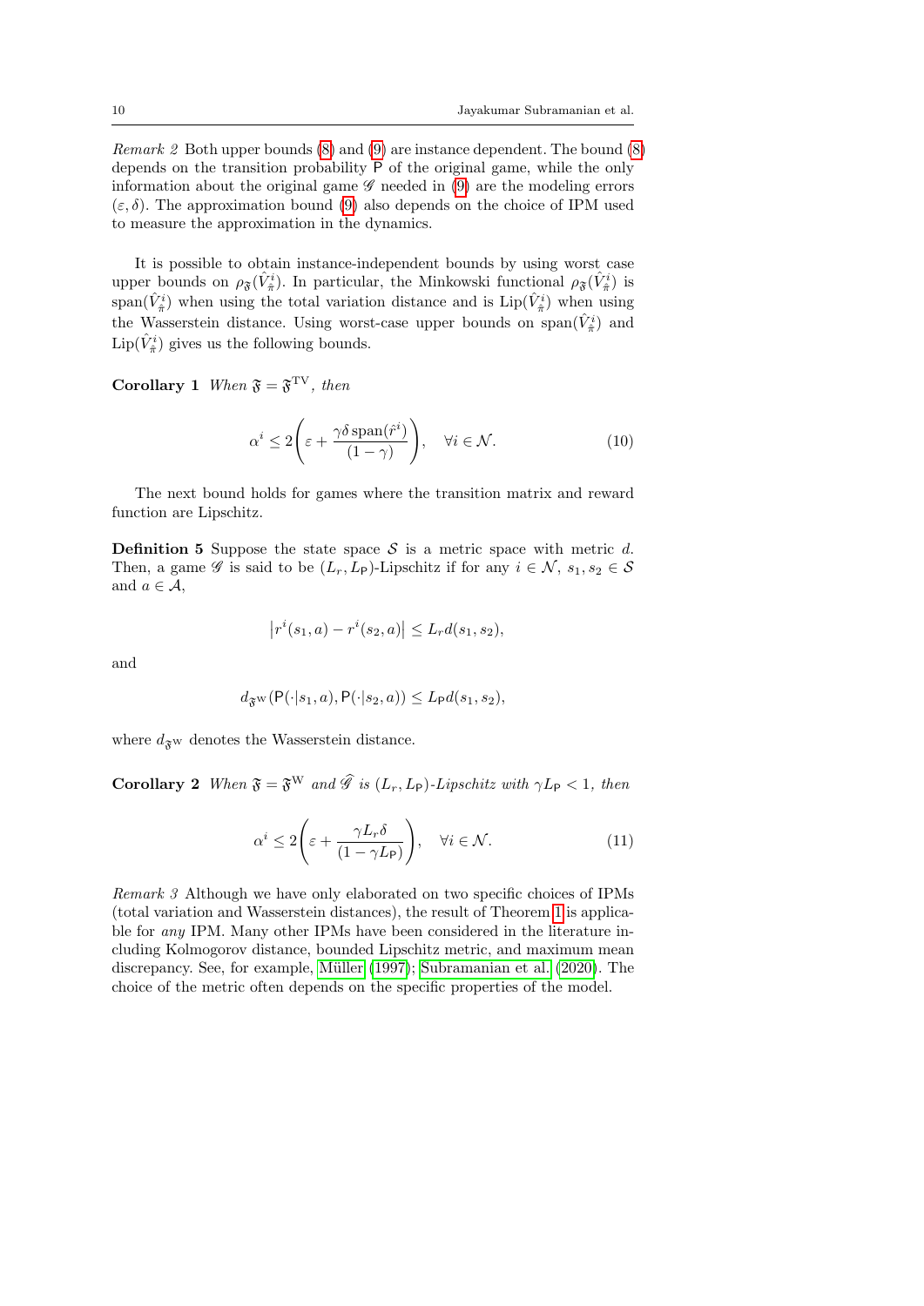*Remark 2* Both upper bounds (8) and (9) are instance dependent. The bound (8) depends on the transition probability $\mathsf{P}$ of the original game, while the only information about the original game $\mathscr{G}$ needed in (9) are the modeling errors $(\varepsilon, \delta)$. The approximation bound (9) also depends on the choice of IPM used to measure the approximation in the dynamics.

It is possible to obtain instance-independent bounds by using worst case upper bounds on $\rho_{\mathfrak{F}}(\hat{V}^i_{\hat{\pi}})$. In particular, the Minkowski functional $\rho_{\mathfrak{F}}(\hat{V}^i_{\hat{\pi}})$ is $\operatorname{span}(\hat{V}^i_{\hat{\pi}})$ when using the total variation distance and is $\operatorname{Lip}(\hat{V}^i_{\hat{\pi}})$ when using the Wasserstein distance. Using worst-case upper bounds on $\operatorname{span}(\hat{V}^i_{\hat{\pi}})$ and $\operatorname{Lip}(\hat{V}^i_{\hat{\pi}})$ gives us the following bounds.

**Corollary 1** *When $\mathfrak{F} = \mathfrak{F}^{\mathrm{TV}}$, then*

$$\alpha^i \leq 2\left(\varepsilon + \frac{\gamma \delta \operatorname{span}(\hat{r}^i)}{(1-\gamma)}\right), \quad \forall i \in \mathcal{N}. \tag{10}$$

The next bound holds for games where the transition matrix and reward function are Lipschitz.

**Definition 5** Suppose the state space $\mathcal{S}$ is a metric space with metric $d$. Then, a game $\mathscr{G}$ is said to be $(L_r, L_{\mathsf{P}})$-Lipschitz if for any $i \in \mathcal{N}$, $s_1, s_2 \in \mathcal{S}$ and $a \in \mathcal{A}$,

$$\left|r^i(s_1, a) - r^i(s_2, a)\right| \leq L_r d(s_1, s_2),$$

and

$$d_{\mathfrak{F}^{\mathrm{W}}}(\mathsf{P}(\cdot|s_1, a), \mathsf{P}(\cdot|s_2, a)) \leq L_{\mathsf{P}} d(s_1, s_2),$$

where $d_{\mathfrak{F}^{\mathrm{W}}}$ denotes the Wasserstein distance.

**Corollary 2** *When $\mathfrak{F} = \mathfrak{F}^{\mathrm{W}}$ and $\widehat{\mathscr{G}}$ is $(L_r, L_{\mathsf{P}})$-Lipschitz with $\gamma L_{\mathsf{P}} < 1$, then*

$$\alpha^i \leq 2\left(\varepsilon + \frac{\gamma L_r \delta}{(1-\gamma L_{\mathsf{P}})}\right), \quad \forall i \in \mathcal{N}. \tag{11}$$

*Remark 3* Although we have only elaborated on two specific choices of IPMs (total variation and Wasserstein distances), the result of Theorem 1 is applicable for *any* IPM. Many other IPMs have been considered in the literature including Kolmogorov distance, bounded Lipschitz metric, and maximum mean discrepancy. See, for example, Müller (1997); Subramanian et al. (2020). The choice of the metric often depends on the specific properties of the model.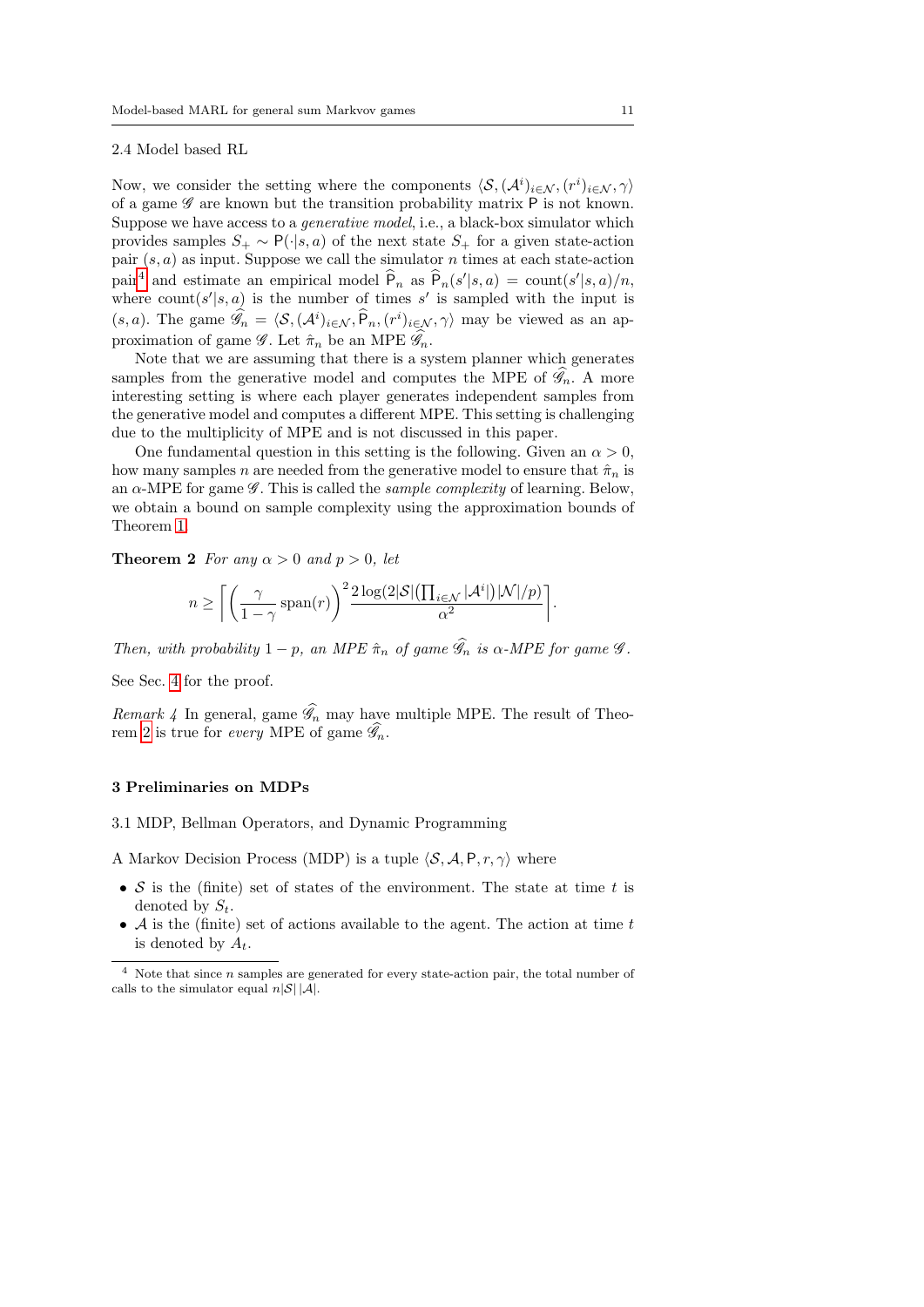2.4 Model based RL

Now, we consider the setting where the components $\langle \mathcal{S}, (\mathcal{A}^i)_{i\in\mathcal{N}}, (r^i)_{i\in\mathcal{N}}, \gamma\rangle$ of a game $\mathscr{G}$ are known but the transition probability matrix $\mathsf{P}$ is not known. Suppose we have access to a *generative model*, i.e., a black-box simulator which provides samples $S_+ \sim \mathsf{P}(\cdot|s,a)$ of the next state $S_+$ for a given state-action pair $(s,a)$ as input. Suppose we call the simulator $n$ times at each state-action pair[4] and estimate an empirical model $\widehat{\mathsf{P}}_n$ as $\widehat{\mathsf{P}}_n(s'|s,a) = \text{count}(s'|s,a)/n$, where $\text{count}(s'|s,a)$ is the number of times $s'$ is sampled with the input is $(s,a)$. The game $\widehat{\mathscr{G}}_n = \langle \mathcal{S}, (\mathcal{A}^i)_{i\in\mathcal{N}}, \widehat{\mathsf{P}}_n, (r^i)_{i\in\mathcal{N}}, \gamma\rangle$ may be viewed as an approximation of game $\mathscr{G}$. Let $\hat{\pi}_n$ be an MPE $\widehat{\mathscr{G}}_n$.

Note that we are assuming that there is a system planner which generates samples from the generative model and computes the MPE of $\widehat{\mathscr{G}}_n$. A more interesting setting is where each player generates independent samples from the generative model and computes a different MPE. This setting is challenging due to the multiplicity of MPE and is not discussed in this paper.

One fundamental question in this setting is the following. Given an $\alpha > 0$, how many samples $n$ are needed from the generative model to ensure that $\hat{\pi}_n$ is an $\alpha$-MPE for game $\mathscr{G}$. This is called the *sample complexity* of learning. Below, we obtain a bound on sample complexity using the approximation bounds of Theorem 1.

**Theorem 2** *For any $\alpha > 0$ and $p > 0$, let*

$$n \geq \left\lceil \left(\frac{\gamma}{1-\gamma}\operatorname{span}(r)\right)^2 \frac{2\log(2|\mathcal{S}|\big(\prod_{i\in\mathcal{N}}|\mathcal{A}^i|\big)|\mathcal{N}|/p)}{\alpha^2} \right\rceil.$$

*Then, with probability $1-p$, an MPE $\hat{\pi}_n$ of game $\widehat{\mathscr{G}}_n$ is $\alpha$-MPE for game $\mathscr{G}$.*

See Sec. 4 for the proof.

*Remark 4* In general, game $\widehat{\mathscr{G}}_n$ may have multiple MPE. The result of Theorem 2 is true for *every* MPE of game $\widehat{\mathscr{G}}_n$.

## 3 Preliminaries on MDPs

### 3.1 MDP, Bellman Operators, and Dynamic Programming

A Markov Decision Process (MDP) is a tuple $\langle \mathcal{S}, \mathcal{A}, \mathsf{P}, r, \gamma\rangle$ where

- $\mathcal{S}$ is the (finite) set of states of the environment. The state at time $t$ is denoted by $S_t$.
- $\mathcal{A}$ is the (finite) set of actions available to the agent. The action at time $t$ is denoted by $A_t$.

[4] Note that since $n$ samples are generated for every state-action pair, the total number of calls to the simulator equal $n|\mathcal{S}|\,|\mathcal{A}|$.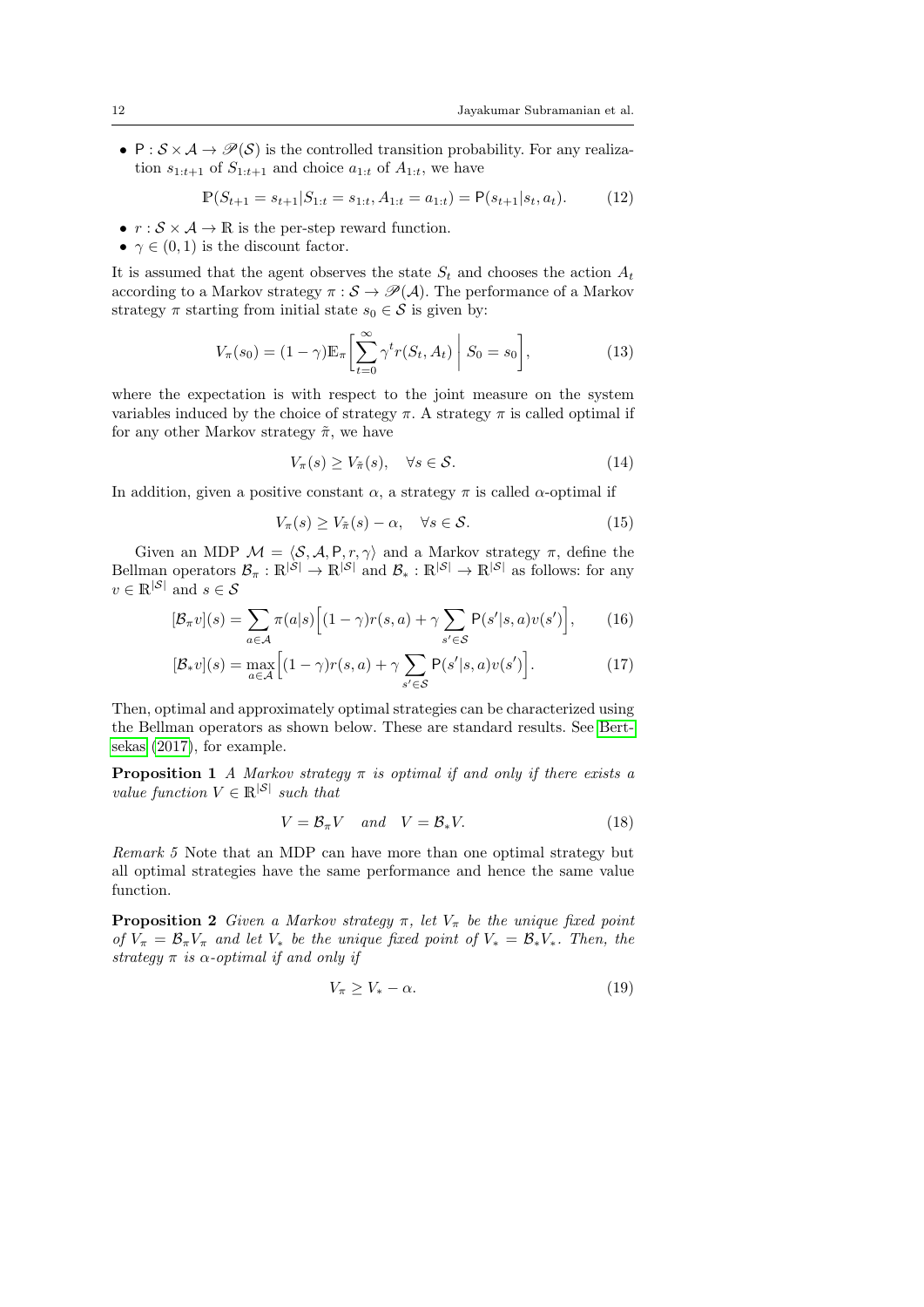- $\mathsf{P} : \mathcal{S} \times \mathcal{A} \to \mathscr{P}(\mathcal{S})$ is the controlled transition probability. For any realization $s_{1:t+1}$ of $S_{1:t+1}$ and choice $a_{1:t}$ of $A_{1:t}$, we have

$$\mathbb{P}(S_{t+1} = s_{t+1} | S_{1:t} = s_{1:t}, A_{1:t} = a_{1:t}) = \mathsf{P}(s_{t+1}|s_t, a_t). \tag{12}$$

- $r : \mathcal{S} \times \mathcal{A} \to \mathbb{R}$ is the per-step reward function.
- $\gamma \in (0, 1)$ is the discount factor.

It is assumed that the agent observes the state $S_t$ and chooses the action $A_t$ according to a Markov strategy $\pi : \mathcal{S} \to \mathscr{P}(\mathcal{A})$. The performance of a Markov strategy $\pi$ starting from initial state $s_0 \in \mathcal{S}$ is given by:

$$V_\pi(s_0) = (1-\gamma)\mathbb{E}_\pi\bigg[\sum_{t=0}^{\infty} \gamma^t r(S_t, A_t) \;\bigg|\; S_0 = s_0\bigg], \tag{13}$$

where the expectation is with respect to the joint measure on the system variables induced by the choice of strategy $\pi$. A strategy $\pi$ is called optimal if for any other Markov strategy $\tilde{\pi}$, we have

$$V_\pi(s) \geq V_{\tilde{\pi}}(s), \quad \forall s \in \mathcal{S}. \tag{14}$$

In addition, given a positive constant $\alpha$, a strategy $\pi$ is called $\alpha$-optimal if

$$V_\pi(s) \geq V_{\tilde{\pi}}(s) - \alpha, \quad \forall s \in \mathcal{S}. \tag{15}$$

Given an MDP $\mathcal{M} = \langle \mathcal{S}, \mathcal{A}, \mathsf{P}, r, \gamma \rangle$ and a Markov strategy $\pi$, define the Bellman operators $\mathcal{B}_\pi : \mathbb{R}^{|\mathcal{S}|} \to \mathbb{R}^{|\mathcal{S}|}$ and $\mathcal{B}_* : \mathbb{R}^{|\mathcal{S}|} \to \mathbb{R}^{|\mathcal{S}|}$ as follows: for any $v \in \mathbb{R}^{|\mathcal{S}|}$ and $s \in \mathcal{S}$

$$[\mathcal{B}_\pi v](s) = \sum_{a \in \mathcal{A}} \pi(a|s)\Big[(1-\gamma) r(s,a) + \gamma \sum_{s' \in \mathcal{S}} \mathsf{P}(s'|s,a) v(s')\Big], \tag{16}$$

$$[\mathcal{B}_* v](s) = \max_{a \in \mathcal{A}} \Big[(1-\gamma) r(s,a) + \gamma \sum_{s' \in \mathcal{S}} \mathsf{P}(s'|s,a) v(s')\Big]. \tag{17}$$

Then, optimal and approximately optimal strategies can be characterized using the Bellman operators as shown below. These are standard results. See Bertsekas (2017), for example.

**Proposition 1** *A Markov strategy $\pi$ is optimal if and only if there exists a value function $V \in \mathbb{R}^{|\mathcal{S}|}$ such that*

$$V = \mathcal{B}_\pi V \quad \text{and} \quad V = \mathcal{B}_* V. \tag{18}$$

*Remark 5* Note that an MDP can have more than one optimal strategy but all optimal strategies have the same performance and hence the same value function.

**Proposition 2** *Given a Markov strategy $\pi$, let $V_\pi$ be the unique fixed point of $V_\pi = \mathcal{B}_\pi V_\pi$ and let $V_*$ be the unique fixed point of $V_* = \mathcal{B}_* V_*$. Then, the strategy $\pi$ is $\alpha$-optimal if and only if*

$$V_\pi \geq V_* - \alpha. \tag{19}$$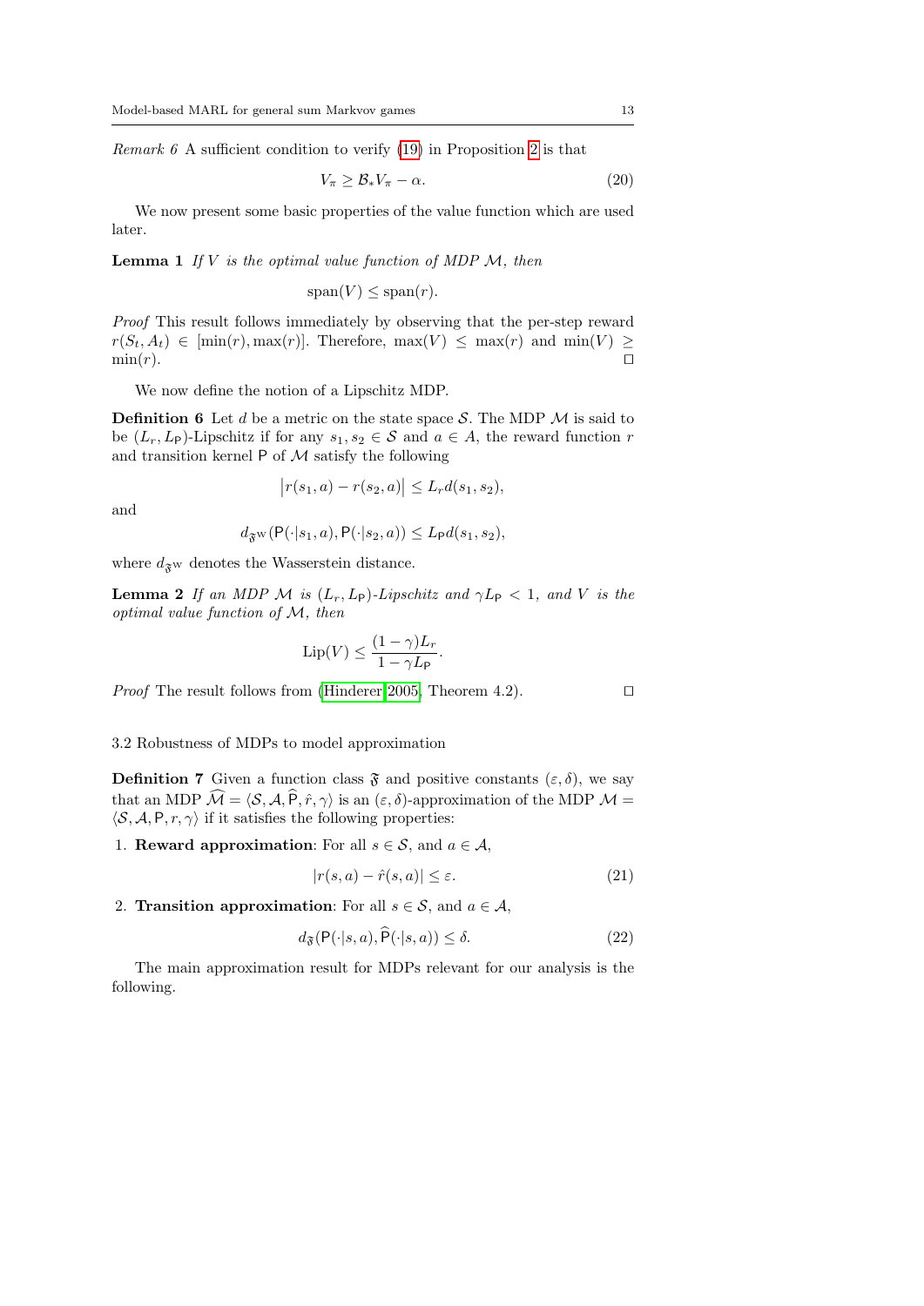*Remark 6* A sufficient condition to verify (19) in Proposition 2 is that

$$V_\pi \geq \mathcal{B}_* V_\pi - \alpha. \tag{20}$$

We now present some basic properties of the value function which are used later.

**Lemma 1** *If $V$ is the optimal value function of MDP $\mathcal{M}$, then*

$$\operatorname{span}(V) \leq \operatorname{span}(r).$$

*Proof* This result follows immediately by observing that the per-step reward $r(S_t, A_t) \in [\min(r), \max(r)]$. Therefore, $\max(V) \leq \max(r)$ and $\min(V) \geq \min(r)$. □

We now define the notion of a Lipschitz MDP.

**Definition 6** Let $d$ be a metric on the state space $\mathcal{S}$. The MDP $\mathcal{M}$ is said to be $(L_r, L_{\mathsf{P}})$-Lipschitz if for any $s_1, s_2 \in \mathcal{S}$ and $a \in A$, the reward function $r$ and transition kernel $\mathsf{P}$ of $\mathcal{M}$ satisfy the following

$$\left| r(s_1, a) - r(s_2, a) \right| \leq L_r d(s_1, s_2),$$

and

$$d_{\mathfrak{F}^{\mathrm{W}}}(\mathsf{P}(\cdot|s_1, a), \mathsf{P}(\cdot|s_2, a)) \leq L_{\mathsf{P}} d(s_1, s_2),$$

where $d_{\mathfrak{F}^{\mathrm{W}}}$ denotes the Wasserstein distance.

**Lemma 2** *If an MDP $\mathcal{M}$ is $(L_r, L_{\mathsf{P}})$-Lipschitz and $\gamma L_{\mathsf{P}} < 1$, and $V$ is the optimal value function of $\mathcal{M}$, then*

$$\operatorname{Lip}(V) \leq \frac{(1-\gamma) L_r}{1 - \gamma L_{\mathsf{P}}}.$$

*Proof* The result follows from (Hinderer 2005, Theorem 4.2). □

### 3.2 Robustness of MDPs to model approximation

**Definition 7** Given a function class $\mathfrak{F}$ and positive constants $(\varepsilon, \delta)$, we say that an MDP $\widehat{\mathcal{M}} = \langle \mathcal{S}, \mathcal{A}, \widehat{\mathsf{P}}, \hat{r}, \gamma \rangle$ is an $(\varepsilon, \delta)$-approximation of the MDP $\mathcal{M} = \langle \mathcal{S}, \mathcal{A}, \mathsf{P}, r, \gamma \rangle$ if it satisfies the following properties:

1. **Reward approximation**: For all $s \in \mathcal{S}$, and $a \in \mathcal{A}$,

$$|r(s, a) - \hat{r}(s, a)| \leq \varepsilon. \tag{21}$$

2. **Transition approximation**: For all $s \in \mathcal{S}$, and $a \in \mathcal{A}$,

$$d_{\mathfrak{F}}(\mathsf{P}(\cdot|s, a), \widehat{\mathsf{P}}(\cdot|s, a)) \leq \delta. \tag{22}$$

The main approximation result for MDPs relevant for our analysis is the following.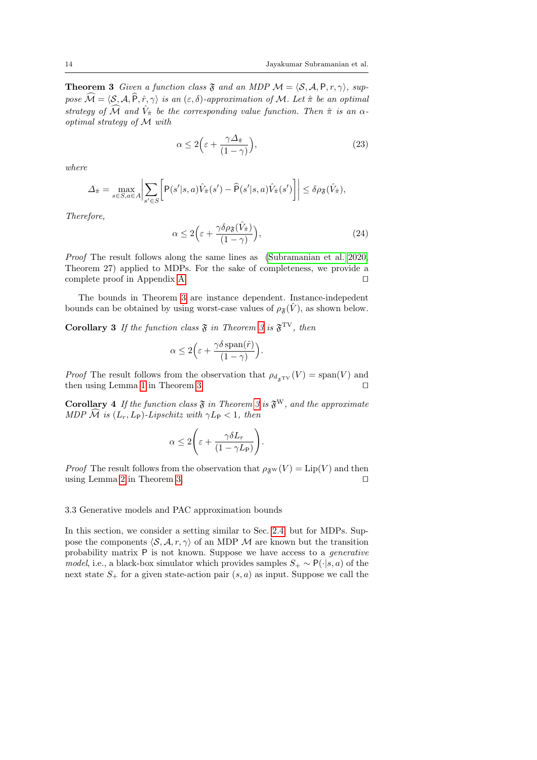**Theorem 3** *Given a function class $\mathfrak{F}$ and an MDP $\mathcal{M} = \langle \mathcal{S}, \mathcal{A}, \mathsf{P}, r, \gamma \rangle$, suppose $\widehat{\mathcal{M}} = \langle \mathcal{S}, \mathcal{A}, \widehat{\mathsf{P}}, \hat{r}, \gamma \rangle$ is an $(\varepsilon, \delta)$-approximation of $\mathcal{M}$. Let $\hat{\pi}$ be an optimal strategy of $\widehat{\mathcal{M}}$ and $\hat{V}_{\hat{\pi}}$ be the corresponding value function. Then $\hat{\pi}$ is an $\alpha$-optimal strategy of $\mathcal{M}$ with*

$$\alpha \leq 2\Big(\varepsilon + \frac{\gamma \Delta_{\hat{\pi}}}{(1-\gamma)}\Big), \tag{23}$$

*where*

$$\Delta_{\hat{\pi}} = \max_{s \in S, a \in A} \Bigg| \sum_{s' \in S} \Big[ \mathsf{P}(s'|s,a)\hat{V}_{\hat{\pi}}(s') - \widehat{\mathsf{P}}(s'|s,a)\hat{V}_{\hat{\pi}}(s') \Big] \Bigg| \leq \delta \rho_{\mathfrak{F}}(\hat{V}_{\hat{\pi}}),$$

*Therefore,*

$$\alpha \leq 2\Big(\varepsilon + \frac{\gamma \delta \rho_{\mathfrak{F}}(\hat{V}_{\hat{\pi}})}{(1-\gamma)}\Big), \tag{24}$$

*Proof* The result follows along the same lines as (Subramanian et al. 2020, Theorem 27) applied to MDPs. For the sake of completeness, we provide a complete proof in Appendix A. □

The bounds in Theorem 3 are instance dependent. Instance-indepedent bounds can be obtained by using worst-case values of $\rho_{\mathfrak{F}}(\hat{V})$, as shown below.

**Corollary 3** *If the function class $\mathfrak{F}$ in Theorem 3 is $\mathfrak{F}^{\mathrm{TV}}$, then*

$$\alpha \leq 2\Big(\varepsilon + \frac{\gamma \delta \operatorname{span}(\hat{r})}{(1-\gamma)}\Big).$$

*Proof* The result follows from the observation that $\rho_{d_{\mathfrak{F}^{\mathrm{TV}}}}(V) = \operatorname{span}(V)$ and then using Lemma 1 in Theorem 3. □

**Corollary 4** *If the function class $\mathfrak{F}$ in Theorem 3 is $\mathfrak{F}^{\mathrm{W}}$, and the approximate MDP $\widehat{\mathcal{M}}$ is $(L_r, L_{\mathsf{P}})$-Lipschitz with $\gamma L_{\mathsf{P}} < 1$, then*

$$\alpha \leq 2\Bigg(\varepsilon + \frac{\gamma \delta L_r}{(1-\gamma L_{\mathsf{P}})}\Bigg).$$

*Proof* The result follows from the observation that $\rho_{\mathfrak{F}^{\mathrm{W}}}(V) = \operatorname{Lip}(V)$ and then using Lemma 2 in Theorem 3. □

### 3.3 Generative models and PAC approximation bounds

In this section, we consider a setting similar to Sec. 2.4, but for MDPs. Suppose the components $\langle \mathcal{S}, \mathcal{A}, r, \gamma \rangle$ of an MDP $\mathcal{M}$ are known but the transition probability matrix $\mathsf{P}$ is not known. Suppose we have access to a *generative model*, i.e., a black-box simulator which provides samples $S_{+} \sim \mathsf{P}(\cdot|s,a)$ of the next state $S_{+}$ for a given state-action pair $(s,a)$ as input. Suppose we call the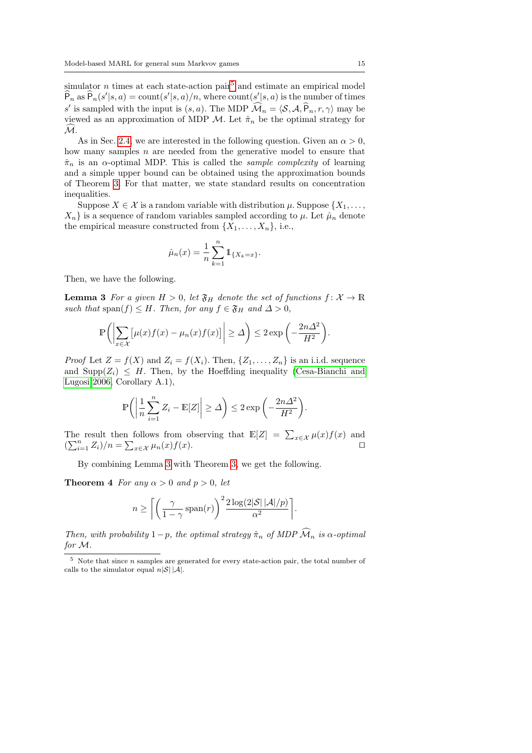simulator $n$ times at each state-action pair[5] and estimate an empirical model $\widehat{\mathsf{P}}_n$ as $\widehat{\mathsf{P}}_n(s'|s,a) = \text{count}(s'|s,a)/n$, where $\text{count}(s'|s,a)$ is the number of times $s'$ is sampled with the input is $(s,a)$. The MDP $\widehat{\mathcal{M}}_n = \langle \mathcal{S}, \mathcal{A}, \widehat{\mathsf{P}}_n, r, \gamma \rangle$ may be viewed as an approximation of MDP $\mathcal{M}$. Let $\hat{\pi}_n$ be the optimal strategy for $\widehat{\mathcal{M}}$.

As in Sec. 2.4, we are interested in the following question. Given an $\alpha > 0$, how many samples $n$ are needed from the generative model to ensure that $\hat{\pi}_n$ is an $\alpha$-optimal MDP. This is called the *sample complexity* of learning and a simple upper bound can be obtained using the approximation bounds of Theorem 3. For that matter, we state standard results on concentration inequalities.

Suppose $X \in \mathcal{X}$ is a random variable with distribution $\mu$. Suppose $\{X_1, \dots, X_n\}$ is a sequence of random variables sampled according to $\mu$. Let $\hat{\mu}_n$ denote the empirical measure constructed from $\{X_1, \dots, X_n\}$, i.e.,

$$\hat{\mu}_n(x) = \frac{1}{n} \sum_{k=1}^{n} \mathbb{1}_{\{X_k = x\}}.$$

Then, we have the following.

**Lemma 3** *For a given $H > 0$, let $\mathfrak{F}_H$ denote the set of functions $f\colon \mathcal{X} \to \mathbb{R}$ such that* $\text{span}(f) \leq H$*. Then, for any $f \in \mathfrak{F}_H$ and $\Delta > 0$,*

$$\mathbb{P}\left( \left| \sum_{x \in \mathcal{X}} \left[ \mu(x) f(x) - \mu_n(x) f(x) \right] \right| \geq \Delta \right) \leq 2 \exp\left( -\frac{2n\Delta^2}{H^2} \right).$$

*Proof* Let $Z = f(X)$ and $Z_i = f(X_i)$. Then, $\{Z_1, \dots, Z_n\}$ is an i.i.d. sequence and $\text{Supp}(Z_i) \leq H$. Then, by the Hoeffding inequality (Cesa-Bianchi and Lugosi 2006, Corollary A.1),

$$\mathbb{P}\left( \left| \frac{1}{n} \sum_{i=1}^{n} Z_i - \mathbb{E}[Z] \right| \geq \Delta \right) \leq 2 \exp\left( -\frac{2n\Delta^2}{H^2} \right).$$

The result then follows from observing that $\mathbb{E}[Z] = \sum_{x \in \mathcal{X}} \mu(x) f(x)$ and $(\sum_{i=1}^{n} Z_i)/n = \sum_{x \in \mathcal{X}} \mu_n(x) f(x)$. $\square$

By combining Lemma 3 with Theorem 3, we get the following.

**Theorem 4** *For any $\alpha > 0$ and $p > 0$, let*

$$n \geq \left\lceil \left( \frac{\gamma}{1-\gamma} \operatorname{span}(r) \right)^2 \frac{2 \log(2|\mathcal{S}|\,|\mathcal{A}|/p)}{\alpha^2} \right\rceil.$$

*Then, with probability $1-p$, the optimal strategy $\hat{\pi}_n$ of MDP $\widehat{\mathcal{M}}_n$ is $\alpha$-optimal for $\mathcal{M}$.*

[5] Note that since $n$ samples are generated for every state-action pair, the total number of calls to the simulator equal $n|\mathcal{S}|\,|\mathcal{A}|$.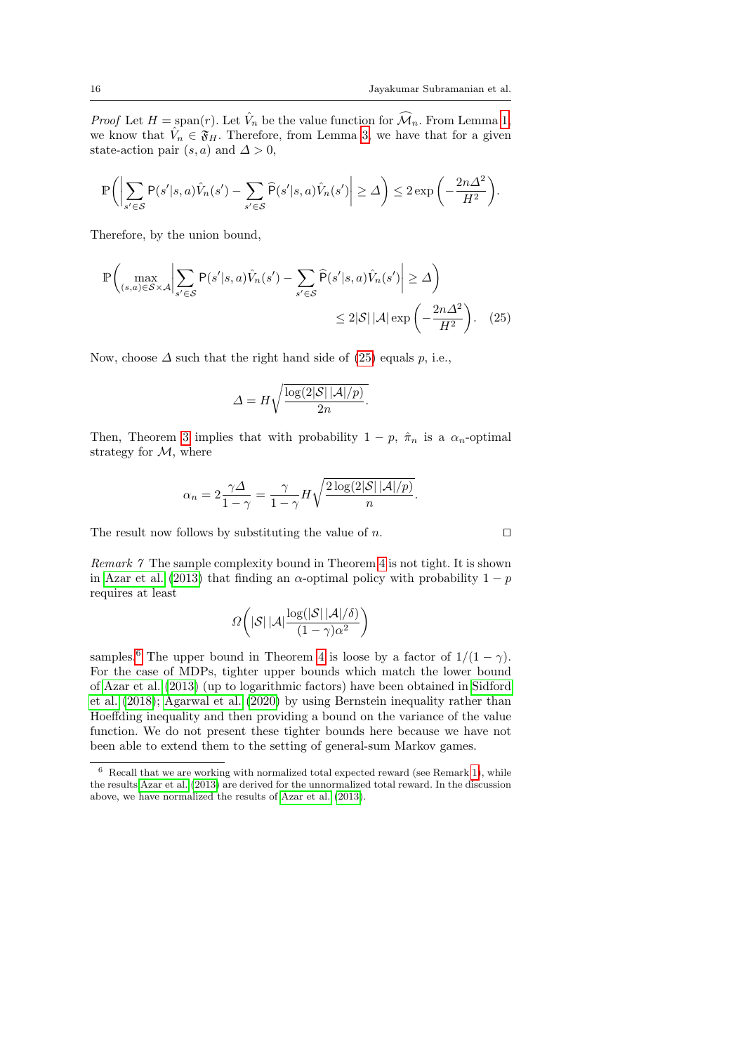*Proof* Let $H = \operatorname{span}(r)$. Let $\hat{V}_n$ be the value function for $\widehat{\mathcal{M}}_n$. From Lemma 1, we know that $\hat{V}_n \in \mathfrak{F}_H$. Therefore, from Lemma 3, we have that for a given state-action pair $(s, a)$ and $\Delta > 0$,

$$\mathbb{P}\left( \left| \sum_{s' \in \mathcal{S}} \mathsf{P}(s'|s,a)\hat{V}_n(s') - \sum_{s' \in \mathcal{S}} \widehat{\mathsf{P}}(s'|s,a)\hat{V}_n(s') \right| \geq \Delta \right) \leq 2 \exp\left( -\frac{2n\Delta^2}{H^2} \right).$$

Therefore, by the union bound,

$$\mathbb{P}\left( \max_{(s,a) \in \mathcal{S} \times \mathcal{A}} \left| \sum_{s' \in \mathcal{S}} \mathsf{P}(s'|s,a)\hat{V}_n(s') - \sum_{s' \in \mathcal{S}} \widehat{\mathsf{P}}(s'|s,a)\hat{V}_n(s') \right| \geq \Delta \right) \leq 2|\mathcal{S}|\,|\mathcal{A}| \exp\left( -\frac{2n\Delta^2}{H^2} \right). \quad (25)$$

Now, choose $\Delta$ such that the right hand side of (25) equals $p$, i.e.,

$$\Delta = H\sqrt{\frac{\log(2|\mathcal{S}|\,|\mathcal{A}|/p)}{2n}}.$$

Then, Theorem 3 implies that with probability $1 - p$, $\hat{\pi}_n$ is a $\alpha_n$-optimal strategy for $\mathcal{M}$, where

$$\alpha_n = 2\frac{\gamma\Delta}{1-\gamma} = \frac{\gamma}{1-\gamma} H \sqrt{\frac{2\log(2|\mathcal{S}|\,|\mathcal{A}|/p)}{n}}.$$

The result now follows by substituting the value of $n$. $\square$

*Remark 7* The sample complexity bound in Theorem 4 is not tight. It is shown in Azar et al. (2013) that finding an $\alpha$-optimal policy with probability $1 - p$ requires at least

$$\Omega\left( |\mathcal{S}|\,|\mathcal{A}| \frac{\log(|\mathcal{S}|\,|\mathcal{A}|/\delta)}{(1-\gamma)\alpha^2} \right)$$

samples.[6] The upper bound in Theorem 4 is loose by a factor of $1/(1 - \gamma)$. For the case of MDPs, tighter upper bounds which match the lower bound of Azar et al. (2013) (up to logarithmic factors) have been obtained in Sidford et al. (2018); Agarwal et al. (2020) by using Bernstein inequality rather than Hoeffding inequality and then providing a bound on the variance of the value function. We do not present these tighter bounds here because we have not been able to extend them to the setting of general-sum Markov games.

[6] Recall that we are working with normalized total expected reward (see Remark 1), while the results Azar et al. (2013) are derived for the unnormalized total reward. In the discussion above, we have normalized the results of Azar et al. (2013).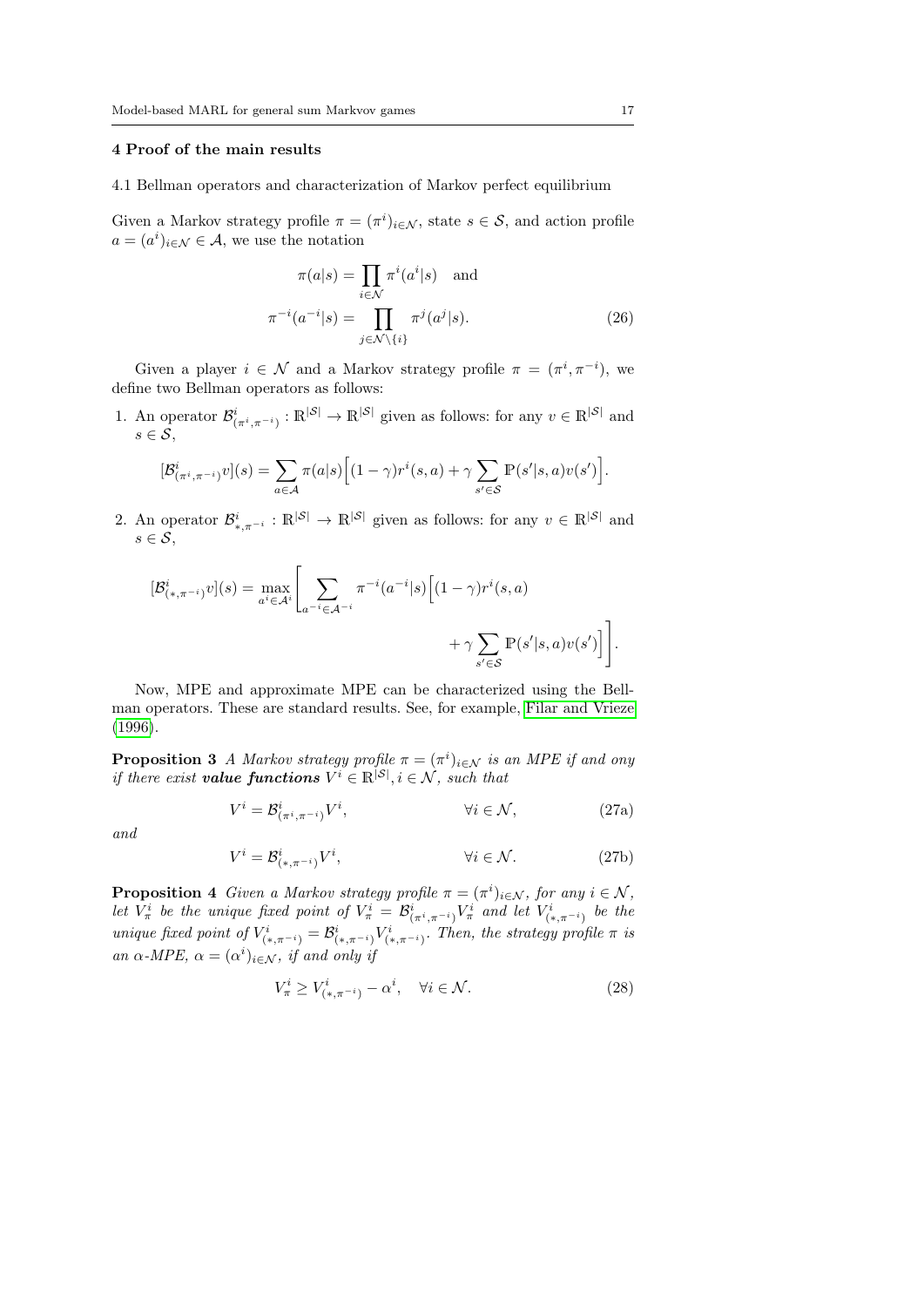## 4 Proof of the main results

### 4.1 Bellman operators and characterization of Markov perfect equilibrium

Given a Markov strategy profile $\pi = (\pi^i)_{i \in \mathcal{N}}$, state $s \in \mathcal{S}$, and action profile $a = (a^i)_{i \in \mathcal{N}} \in \mathcal{A}$, we use the notation

$$\pi(a|s) = \prod_{i \in \mathcal{N}} \pi^i(a^i|s) \quad \text{and}$$
$$\pi^{-i}(a^{-i}|s) = \prod_{j \in \mathcal{N} \setminus \{i\}} \pi^j(a^j|s). \tag{26}$$

Given a player $i \in \mathcal{N}$ and a Markov strategy profile $\pi = (\pi^i, \pi^{-i})$, we define two Bellman operators as follows:

1. An operator $\mathcal{B}^i_{(\pi^i, \pi^{-i})} : \mathbb{R}^{|\mathcal{S}|} \to \mathbb{R}^{|\mathcal{S}|}$ given as follows: for any $v \in \mathbb{R}^{|\mathcal{S}|}$ and $s \in \mathcal{S}$,

$$[\mathcal{B}^i_{(\pi^i, \pi^{-i})} v](s) = \sum_{a \in \mathcal{A}} \pi(a|s) \Big[ (1-\gamma) r^i(s,a) + \gamma \sum_{s' \in \mathcal{S}} \mathbb{P}(s'|s,a) v(s') \Big].$$

2. An operator $\mathcal{B}^i_{*, \pi^{-i}} : \mathbb{R}^{|\mathcal{S}|} \to \mathbb{R}^{|\mathcal{S}|}$ given as follows: for any $v \in \mathbb{R}^{|\mathcal{S}|}$ and $s \in \mathcal{S}$,

$$[\mathcal{B}^i_{(*, \pi^{-i})} v](s) = \max_{a^i \in \mathcal{A}^i} \left[ \sum_{a^{-i} \in \mathcal{A}^{-i}} \pi^{-i}(a^{-i}|s) \Big[ (1-\gamma) r^i(s,a) + \gamma \sum_{s' \in \mathcal{S}} \mathbb{P}(s'|s,a) v(s') \Big] \right].$$

Now, MPE and approximate MPE can be characterized using the Bellman operators. These are standard results. See, for example, Filar and Vrieze (1996).

**Proposition 3** *A Markov strategy profile $\pi = (\pi^i)_{i \in \mathcal{N}}$ is an MPE if and ony if there exist* ***value functions*** *$V^i \in \mathbb{R}^{|\mathcal{S}|}, i \in \mathcal{N}$, such that*

$$V^i = \mathcal{B}^i_{(\pi^i, \pi^{-i})} V^i, \qquad \forall i \in \mathcal{N}, \tag{27a}$$

*and*

$$V^i = \mathcal{B}^i_{(*, \pi^{-i})} V^i, \qquad \forall i \in \mathcal{N}. \tag{27b}$$

**Proposition 4** *Given a Markov strategy profile $\pi = (\pi^i)_{i \in \mathcal{N}}$, for any $i \in \mathcal{N}$, let $V^i_\pi$ be the unique fixed point of $V^i_\pi = \mathcal{B}^i_{(\pi^i, \pi^{-i})} V^i_\pi$ and let $V^i_{(*, \pi^{-i})}$ be the unique fixed point of $V^i_{(*, \pi^{-i})} = \mathcal{B}^i_{(*, \pi^{-i})} V^i_{(*, \pi^{-i})}$. Then, the strategy profile $\pi$ is an $\alpha$-MPE, $\alpha = (\alpha^i)_{i \in \mathcal{N}}$, if and only if*

$$V^i_\pi \geq V^i_{(*, \pi^{-i})} - \alpha^i, \quad \forall i \in \mathcal{N}. \tag{28}$$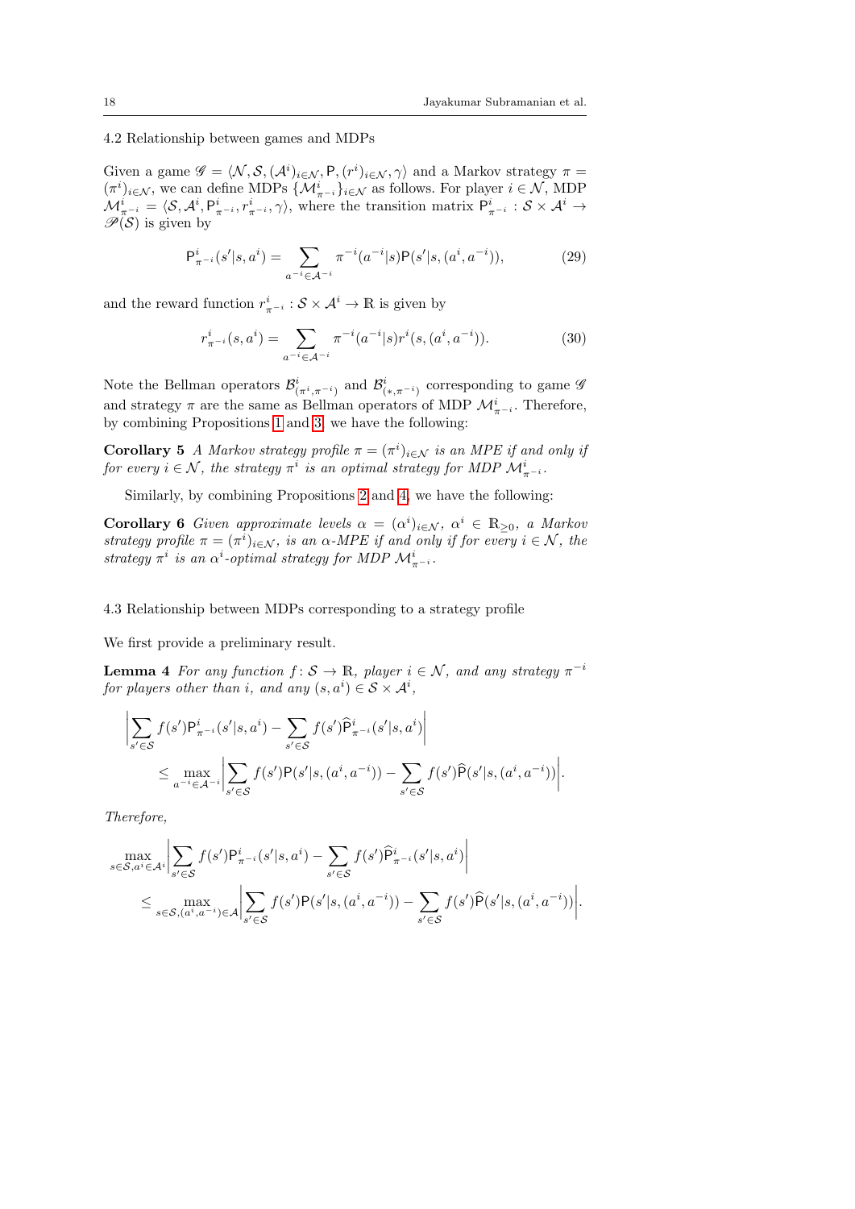### 4.2 Relationship between games and MDPs

Given a game $\mathscr{G} = \langle \mathcal{N}, \mathcal{S}, (\mathcal{A}^i)_{i\in\mathcal{N}}, \mathsf{P}, (r^i)_{i\in\mathcal{N}}, \gamma\rangle$ and a Markov strategy $\pi = (\pi^i)_{i\in\mathcal{N}}$, we can define MDPs $\{\mathcal{M}^i_{\pi^{-i}}\}_{i\in\mathcal{N}}$ as follows. For player $i \in \mathcal{N}$, MDP $\mathcal{M}^i_{\pi^{-i}} = \langle \mathcal{S}, \mathcal{A}^i, \mathsf{P}^i_{\pi^{-i}}, r^i_{\pi^{-i}}, \gamma\rangle$, where the transition matrix $\mathsf{P}^i_{\pi^{-i}} : \mathcal{S}\times\mathcal{A}^i \to \mathscr{P}(\mathcal{S})$ is given by

$$\mathsf{P}^i_{\pi^{-i}}(s'|s,a^i) = \sum_{a^{-i}\in\mathcal{A}^{-i}} \pi^{-i}(a^{-i}|s)\mathsf{P}(s'|s,(a^i,a^{-i})), \tag{29}$$

and the reward function $r^i_{\pi^{-i}} : \mathcal{S}\times\mathcal{A}^i \to \mathbb{R}$ is given by

$$r^i_{\pi^{-i}}(s,a^i) = \sum_{a^{-i}\in\mathcal{A}^{-i}} \pi^{-i}(a^{-i}|s)r^i(s,(a^i,a^{-i})). \tag{30}$$

Note the Bellman operators $\mathcal{B}^i_{(\pi^i,\pi^{-i})}$ and $\mathcal{B}^i_{(*,\pi^{-i})}$ corresponding to game $\mathscr{G}$ and strategy $\pi$ are the same as Bellman operators of MDP $\mathcal{M}^i_{\pi^{-i}}$. Therefore, by combining Propositions 1 and 3, we have the following:

**Corollary 5** *A Markov strategy profile $\pi = (\pi^i)_{i\in\mathcal{N}}$ is an MPE if and only if for every $i \in \mathcal{N}$, the strategy $\pi^i$ is an optimal strategy for MDP $\mathcal{M}^i_{\pi^{-i}}$.*

Similarly, by combining Propositions 2 and 4, we have the following:

**Corollary 6** *Given approximate levels $\alpha = (\alpha^i)_{i\in\mathcal{N}}$, $\alpha^i \in \mathbb{R}_{\geq 0}$, a Markov strategy profile $\pi = (\pi^i)_{i\in\mathcal{N}}$, is an $\alpha$-MPE if and only if for every $i \in \mathcal{N}$, the strategy $\pi^i$ is an $\alpha^i$-optimal strategy for MDP $\mathcal{M}^i_{\pi^{-i}}$.*

### 4.3 Relationship between MDPs corresponding to a strategy profile

We first provide a preliminary result.

**Lemma 4** *For any function $f\colon \mathcal{S} \to \mathbb{R}$, player $i \in \mathcal{N}$, and any strategy $\pi^{-i}$ for players other than $i$, and any $(s,a^i) \in \mathcal{S}\times\mathcal{A}^i$,*

$$\begin{aligned}
&\left|\sum_{s'\in\mathcal{S}} f(s')\mathsf{P}^i_{\pi^{-i}}(s'|s,a^i) - \sum_{s'\in\mathcal{S}} f(s')\widehat{\mathsf{P}}^i_{\pi^{-i}}(s'|s,a^i)\right| \\
&\qquad \leq \max_{a^{-i}\in\mathcal{A}^{-i}} \left|\sum_{s'\in\mathcal{S}} f(s')\mathsf{P}(s'|s,(a^i,a^{-i})) - \sum_{s'\in\mathcal{S}} f(s')\widehat{\mathsf{P}}(s'|s,(a^i,a^{-i}))\right|.
\end{aligned}$$

*Therefore,*

$$\begin{aligned}
&\max_{s\in\mathcal{S},a^i\in\mathcal{A}^i}\left|\sum_{s'\in\mathcal{S}} f(s')\mathsf{P}^i_{\pi^{-i}}(s'|s,a^i) - \sum_{s'\in\mathcal{S}} f(s')\widehat{\mathsf{P}}^i_{\pi^{-i}}(s'|s,a^i)\right| \\
&\qquad \leq \max_{s\in\mathcal{S},(a^i,a^{-i})\in\mathcal{A}} \left|\sum_{s'\in\mathcal{S}} f(s')\mathsf{P}(s'|s,(a^i,a^{-i})) - \sum_{s'\in\mathcal{S}} f(s')\widehat{\mathsf{P}}(s'|s,(a^i,a^{-i}))\right|.
\end{aligned}$$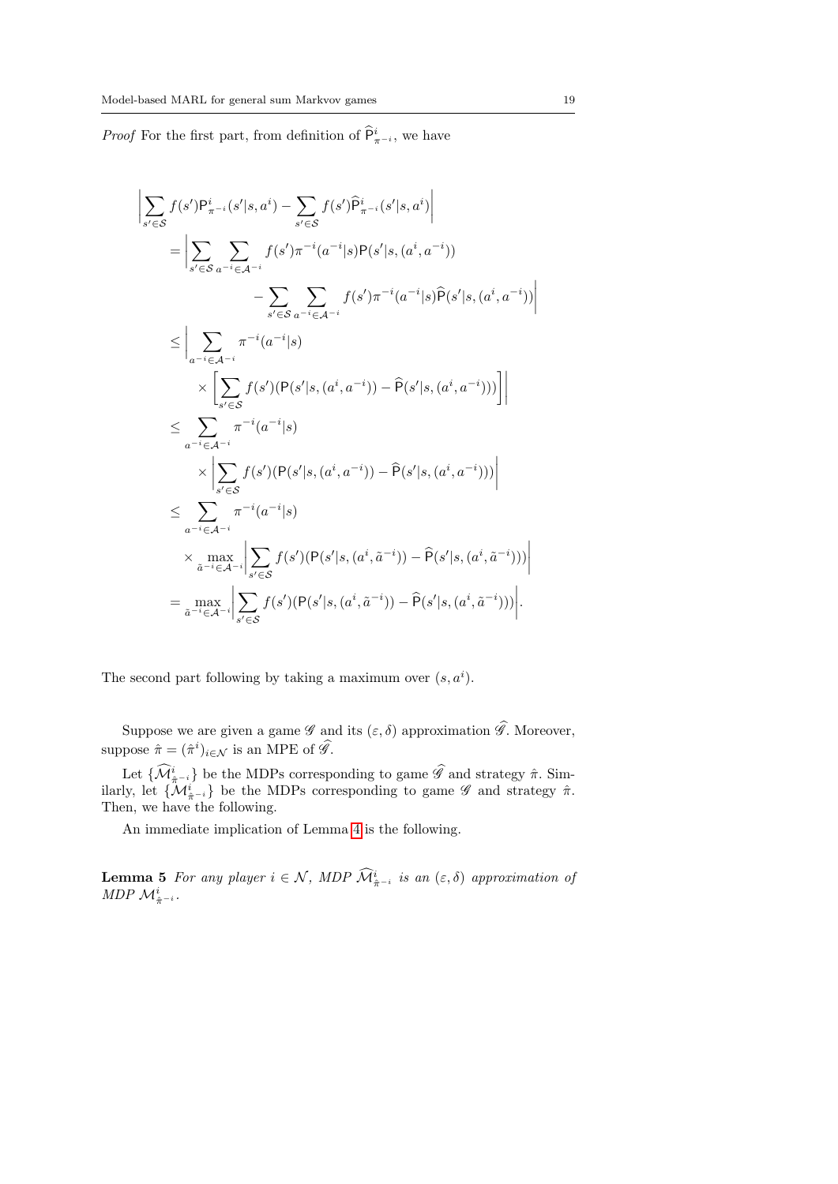*Proof* For the first part, from definition of $\widehat{\mathsf{P}}^i_{\pi^{-i}}$, we have

$$
\begin{aligned}
&\left|\sum_{s'\in\mathcal{S}} f(s')\mathsf{P}^i_{\pi^{-i}}(s'|s,a^i) - \sum_{s'\in\mathcal{S}} f(s')\widehat{\mathsf{P}}^i_{\pi^{-i}}(s'|s,a^i)\right| \\
&\quad = \Bigg|\sum_{s'\in\mathcal{S}}\sum_{a^{-i}\in\mathcal{A}^{-i}} f(s')\pi^{-i}(a^{-i}|s)\mathsf{P}(s'|s,(a^i,a^{-i})) \\
&\qquad\qquad - \sum_{s'\in\mathcal{S}}\sum_{a^{-i}\in\mathcal{A}^{-i}} f(s')\pi^{-i}(a^{-i}|s)\widehat{\mathsf{P}}(s'|s,(a^i,a^{-i}))\Bigg| \\
&\quad \le \Bigg|\sum_{a^{-i}\in\mathcal{A}^{-i}} \pi^{-i}(a^{-i}|s) \\
&\qquad \times \left[\sum_{s'\in\mathcal{S}} f(s')(\mathsf{P}(s'|s,(a^i,a^{-i})) - \widehat{\mathsf{P}}(s'|s,(a^i,a^{-i})))\right]\Bigg| \\
&\quad \le \sum_{a^{-i}\in\mathcal{A}^{-i}} \pi^{-i}(a^{-i}|s) \\
&\qquad \times \left|\sum_{s'\in\mathcal{S}} f(s')(\mathsf{P}(s'|s,(a^i,a^{-i})) - \widehat{\mathsf{P}}(s'|s,(a^i,a^{-i})))\right| \\
&\quad \le \sum_{a^{-i}\in\mathcal{A}^{-i}} \pi^{-i}(a^{-i}|s) \\
&\qquad \times \max_{\tilde{a}^{-i}\in\mathcal{A}^{-i}}\left|\sum_{s'\in\mathcal{S}} f(s')(\mathsf{P}(s'|s,(a^i,\tilde{a}^{-i})) - \widehat{\mathsf{P}}(s'|s,(a^i,\tilde{a}^{-i})))\right| \\
&\quad = \max_{\tilde{a}^{-i}\in\mathcal{A}^{-i}}\left|\sum_{s'\in\mathcal{S}} f(s')(\mathsf{P}(s'|s,(a^i,\tilde{a}^{-i})) - \widehat{\mathsf{P}}(s'|s,(a^i,\tilde{a}^{-i})))\right|.
\end{aligned}
$$

The second part following by taking a maximum over $(s,a^i)$.

Suppose we are given a game $\mathscr{G}$ and its $(\varepsilon,\delta)$ approximation $\widehat{\mathscr{G}}$. Moreover, suppose $\hat{\pi} = (\hat{\pi}^i)_{i\in\mathcal{N}}$ is an MPE of $\widehat{\mathscr{G}}$.

Let $\{\widehat{\mathcal{M}}^i_{\hat{\pi}^{-i}}\}$ be the MDPs corresponding to game $\widehat{\mathscr{G}}$ and strategy $\hat{\pi}$. Similarly, let $\{\mathcal{M}^i_{\hat{\pi}^{-i}}\}$ be the MDPs corresponding to game $\mathscr{G}$ and strategy $\hat{\pi}$. Then, we have the following.

An immediate implication of Lemma 4 is the following.

**Lemma 5** *For any player $i\in\mathcal{N}$, MDP $\widehat{\mathcal{M}}^i_{\hat{\pi}^{-i}}$ is an $(\varepsilon,\delta)$ approximation of MDP $\mathcal{M}^i_{\hat{\pi}^{-i}}$.*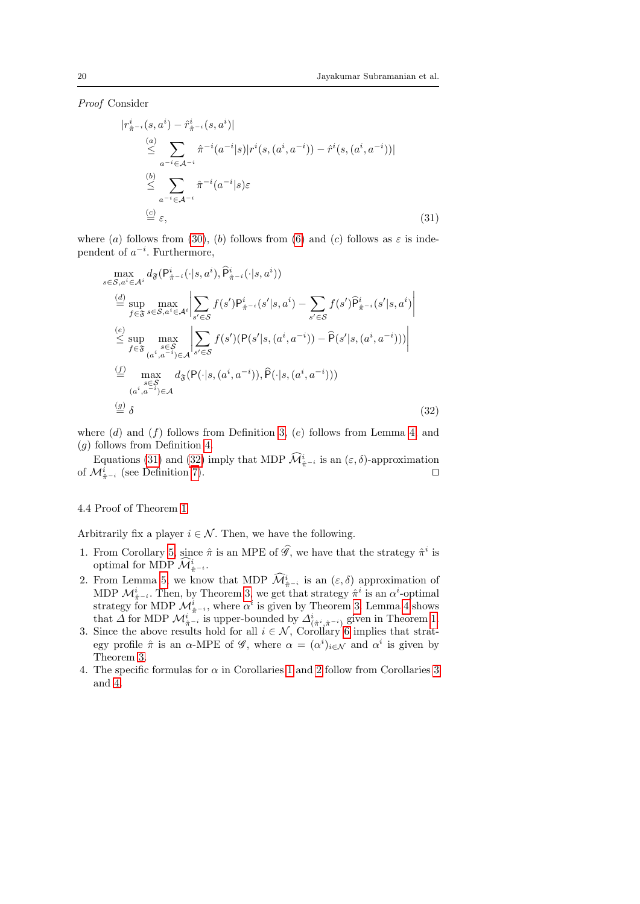*Proof* Consider

$$
\begin{aligned}
&|r^i_{\hat{\pi}^{-i}}(s, a^i) - \hat{r}^i_{\hat{\pi}^{-i}}(s, a^i)| \\
&\overset{(a)}{\leq} \sum_{a^{-i} \in \mathcal{A}^{-i}} \hat{\pi}^{-i}(a^{-i}|s) |r^i(s, (a^i, a^{-i})) - \hat{r}^i(s, (a^i, a^{-i}))| \\
&\overset{(b)}{\leq} \sum_{a^{-i} \in \mathcal{A}^{-i}} \hat{\pi}^{-i}(a^{-i}|s) \varepsilon \\
&\overset{(c)}{=} \varepsilon,
\end{aligned} \tag{31}
$$

where $(a)$ follows from (30), $(b)$ follows from (6) and $(c)$ follows as $\varepsilon$ is independent of $a^{-i}$. Furthermore,

$$
\begin{aligned}
&\max_{s \in \mathcal{S}, a^i \in \mathcal{A}^i} d_{\mathfrak{F}}(\mathsf{P}^i_{\hat{\pi}^{-i}}(\cdot|s, a^i), \widehat{\mathsf{P}}^i_{\hat{\pi}^{-i}}(\cdot|s, a^i)) \\
&\overset{(d)}{=} \sup_{f \in \mathfrak{F}} \max_{s \in \mathcal{S}, a^i \in \mathcal{A}^i} \left| \sum_{s' \in \mathcal{S}} f(s') \mathsf{P}^i_{\hat{\pi}^{-i}}(s'|s, a^i) - \sum_{s' \in \mathcal{S}} f(s') \widehat{\mathsf{P}}^i_{\hat{\pi}^{-i}}(s'|s, a^i) \right| \\
&\overset{(e)}{\leq} \sup_{f \in \mathfrak{F}} \max_{\substack{s \in \mathcal{S} \\ (a^i, a^{-i}) \in \mathcal{A}}} \left| \sum_{s' \in \mathcal{S}} f(s') (\mathsf{P}(s'|s, (a^i, a^{-i})) - \widehat{\mathsf{P}}(s'|s, (a^i, a^{-i}))) \right| \\
&\overset{(f)}{=} \max_{\substack{s \in \mathcal{S} \\ (a^i, a^{-i}) \in \mathcal{A}}} d_{\mathfrak{F}}(\mathsf{P}(\cdot|s, (a^i, a^{-i})), \widehat{\mathsf{P}}(\cdot|s, (a^i, a^{-i}))) \\
&\overset{(g)}{=} \delta
\end{aligned} \tag{32}
$$

where $(d)$ and $(f)$ follows from Definition 3, $(e)$ follows from Lemma 4, and $(g)$ follows from Definition 4.

Equations (31) and (32) imply that MDP $\widehat{\mathcal{M}}^i_{\hat{\pi}^{-i}}$ is an $(\varepsilon, \delta)$-approximation of $\mathcal{M}^i_{\hat{\pi}^{-i}}$ (see Definition 7). □

### 4.4 Proof of Theorem 1

Arbitrarily fix a player $i \in \mathcal{N}$. Then, we have the following.

1. From Corollary 5, since $\hat{\pi}$ is an MPE of $\widehat{\mathscr{G}}$, we have that the strategy $\hat{\pi}^i$ is optimal for MDP $\widehat{\mathcal{M}}^i_{\hat{\pi}^{-i}}$.
2. From Lemma 5, we know that MDP $\widehat{\mathcal{M}}^i_{\hat{\pi}^{-i}}$ is an $(\varepsilon, \delta)$ approximation of MDP $\mathcal{M}^i_{\hat{\pi}^{-i}}$. Then, by Theorem 3, we get that strategy $\hat{\pi}^i$ is an $\alpha^i$-optimal strategy for MDP $\mathcal{M}^i_{\hat{\pi}^{-i}}$, where $\alpha^i$ is given by Theorem 3. Lemma 4 shows that $\Delta$ for MDP $\mathcal{M}^i_{\hat{\pi}^{-i}}$ is upper-bounded by $\Delta^i_{(\hat{\pi}^i, \hat{\pi}^{-i})}$ given in Theorem 1.
3. Since the above results hold for all $i \in \mathcal{N}$, Corollary 6 implies that strategy profile $\hat{\pi}$ is an $\alpha$-MPE of $\mathscr{G}$, where $\alpha = (\alpha^i)_{i \in \mathcal{N}}$ and $\alpha^i$ is given by Theorem 3.
4. The specific formulas for $\alpha$ in Corollaries 1 and 2 follow from Corollaries 3 and 4.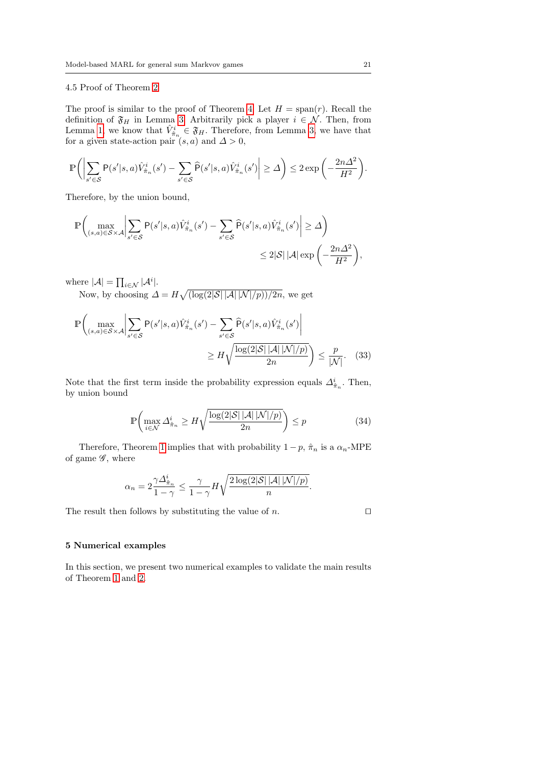### 4.5 Proof of Theorem 2

The proof is similar to the proof of Theorem 4. Let $H = \operatorname{span}(r)$. Recall the definition of $\mathfrak{F}_H$ in Lemma 3. Arbitrarily pick a player $i \in \mathcal{N}$. Then, from Lemma 1, we know that $\hat{V}^i_{\hat{\pi}_n} \in \mathfrak{F}_H$. Therefore, from Lemma 3, we have that for a given state-action pair $(s, a)$ and $\Delta > 0$,

$$\mathbb{P}\left( \left| \sum_{s' \in \mathcal{S}} \mathsf{P}(s'|s,a)\hat{V}^i_{\hat{\pi}_n}(s') - \sum_{s' \in \mathcal{S}} \widehat{\mathsf{P}}(s'|s,a)\hat{V}^i_{\hat{\pi}_n}(s') \right| \geq \Delta \right) \leq 2 \exp\left( -\frac{2n\Delta^2}{H^2} \right).$$

Therefore, by the union bound,

$$\mathbb{P}\left( \max_{(s,a) \in \mathcal{S} \times \mathcal{A}} \left| \sum_{s' \in \mathcal{S}} \mathsf{P}(s'|s,a)\hat{V}^i_{\hat{\pi}_n}(s') - \sum_{s' \in \mathcal{S}} \widehat{\mathsf{P}}(s'|s,a)\hat{V}^i_{\hat{\pi}_n}(s') \right| \geq \Delta \right) \leq 2|\mathcal{S}|\,|\mathcal{A}| \exp\left( -\frac{2n\Delta^2}{H^2} \right),$$

where $|\mathcal{A}| = \prod_{i \in \mathcal{N}} |\mathcal{A}^i|$.

Now, by choosing $\Delta = H\sqrt{(\log(2|\mathcal{S}|\,|\mathcal{A}|\,|\mathcal{N}|/p))/2n}$, we get

$$\mathbb{P}\left( \max_{(s,a) \in \mathcal{S} \times \mathcal{A}} \left| \sum_{s' \in \mathcal{S}} \mathsf{P}(s'|s,a)\hat{V}^i_{\hat{\pi}_n}(s') - \sum_{s' \in \mathcal{S}} \widehat{\mathsf{P}}(s'|s,a)\hat{V}^i_{\hat{\pi}_n}(s') \right| \geq H\sqrt{\frac{\log(2|\mathcal{S}|\,|\mathcal{A}|\,|\mathcal{N}|/p)}{2n}} \right) \leq \frac{p}{|\mathcal{N}|}. \quad (33)$$

Note that the first term inside the probability expression equals $\Delta^i_{\hat{\pi}_n}$. Then, by union bound

$$\mathbb{P}\left( \max_{i \in \mathcal{N}} \Delta^i_{\hat{\pi}_n} \geq H\sqrt{\frac{\log(2|\mathcal{S}|\,|\mathcal{A}|\,|\mathcal{N}|/p)}{2n}} \right) \leq p \quad (34)$$

Therefore, Theorem 1 implies that with probability $1 - p$, $\hat{\pi}_n$ is a $\alpha_n$-MPE of game $\mathscr{G}$, where

$$\alpha_n = 2\frac{\gamma \Delta^i_{\hat{\pi}_n}}{1-\gamma} \leq \frac{\gamma}{1-\gamma} H \sqrt{\frac{2\log(2|\mathcal{S}|\,|\mathcal{A}|\,|\mathcal{N}|/p)}{n}}.$$

The result then follows by substituting the value of $n$. $\square$

## 5 Numerical examples

In this section, we present two numerical examples to validate the main results of Theorem 1 and 2.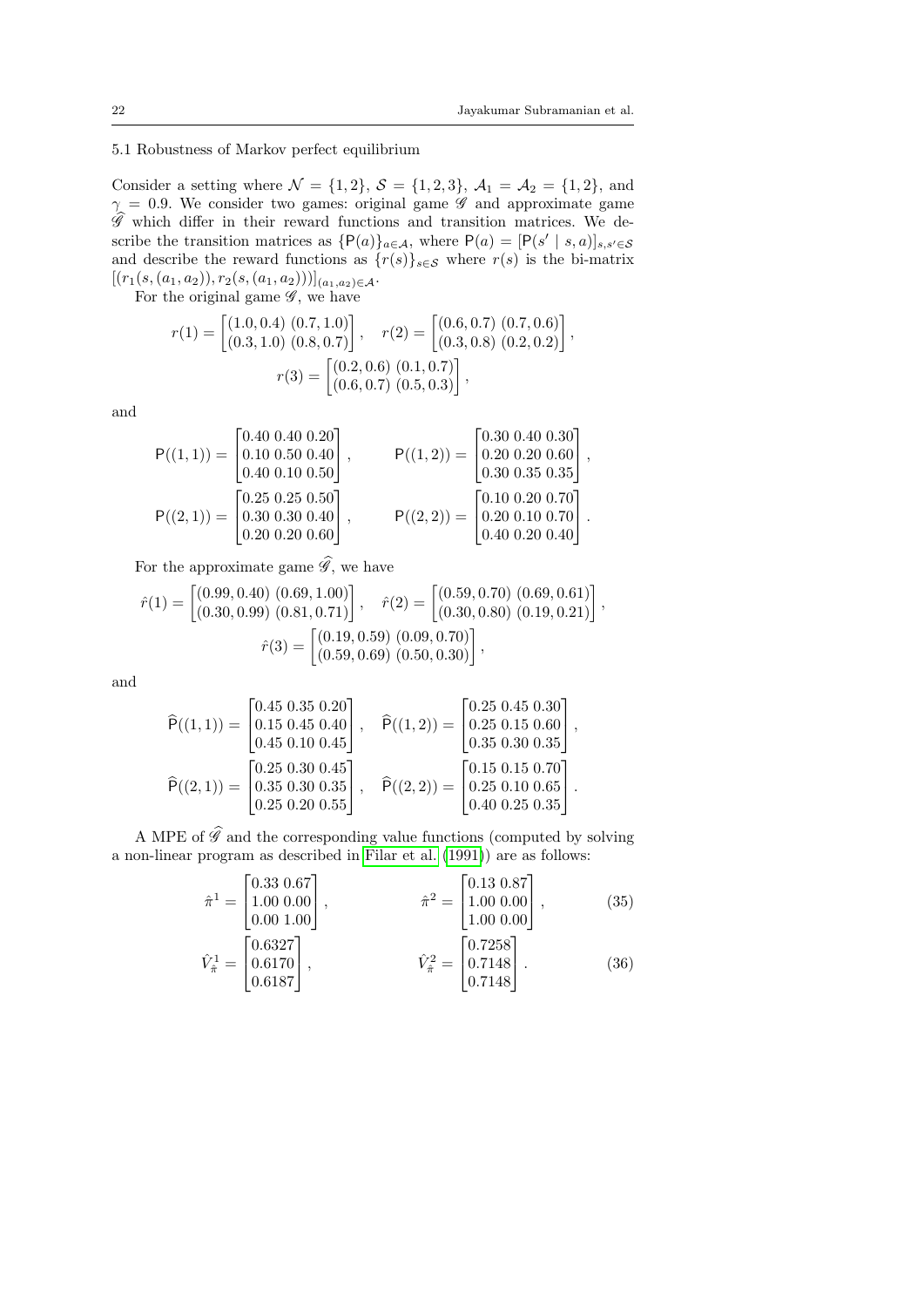### 5.1 Robustness of Markov perfect equilibrium

Consider a setting where $\mathcal{N} = \{1, 2\}$, $\mathcal{S} = \{1, 2, 3\}$, $\mathcal{A}_1 = \mathcal{A}_2 = \{1, 2\}$, and $\gamma = 0.9$. We consider two games: original game $\mathscr{G}$ and approximate game $\widehat{\mathscr{G}}$ which differ in their reward functions and transition matrices. We describe the transition matrices as $\{\mathsf{P}(a)\}_{a \in \mathcal{A}}$, where $\mathsf{P}(a) = [\mathsf{P}(s' \mid s, a)]_{s, s' \in \mathcal{S}}$ and describe the reward functions as $\{r(s)\}_{s \in \mathcal{S}}$ where $r(s)$ is the bi-matrix $[(r_1(s, (a_1, a_2)), r_2(s, (a_1, a_2)))]_{(a_1, a_2) \in \mathcal{A}}$.

For the original game $\mathscr{G}$, we have

$$
r(1) = \begin{bmatrix} (1.0, 0.4) & (0.7, 1.0) \\ (0.3, 1.0) & (0.8, 0.7) \end{bmatrix}, \quad r(2) = \begin{bmatrix} (0.6, 0.7) & (0.7, 0.6) \\ (0.3, 0.8) & (0.2, 0.2) \end{bmatrix},
$$

$$
r(3) = \begin{bmatrix} (0.2, 0.6) & (0.1, 0.7) \\ (0.6, 0.7) & (0.5, 0.3) \end{bmatrix},
$$

and

$$
\mathsf{P}((1,1)) = \begin{bmatrix} 0.40 & 0.40 & 0.20 \\ 0.10 & 0.50 & 0.40 \\ 0.40 & 0.10 & 0.50 \end{bmatrix}, \qquad \mathsf{P}((1,2)) = \begin{bmatrix} 0.30 & 0.40 & 0.30 \\ 0.20 & 0.20 & 0.60 \\ 0.30 & 0.35 & 0.35 \end{bmatrix},
$$

$$
\mathsf{P}((2,1)) = \begin{bmatrix} 0.25 & 0.25 & 0.50 \\ 0.30 & 0.30 & 0.40 \\ 0.20 & 0.20 & 0.60 \end{bmatrix}, \qquad \mathsf{P}((2,2)) = \begin{bmatrix} 0.10 & 0.20 & 0.70 \\ 0.20 & 0.10 & 0.70 \\ 0.40 & 0.20 & 0.40 \end{bmatrix}.
$$

For the approximate game $\widehat{\mathscr{G}}$, we have

$$
\hat{r}(1) = \begin{bmatrix} (0.99, 0.40) & (0.69, 1.00) \\ (0.30, 0.99) & (0.81, 0.71) \end{bmatrix}, \quad \hat{r}(2) = \begin{bmatrix} (0.59, 0.70) & (0.69, 0.61) \\ (0.30, 0.80) & (0.19, 0.21) \end{bmatrix},
$$

$$
\hat{r}(3) = \begin{bmatrix} (0.19, 0.59) & (0.09, 0.70) \\ (0.59, 0.69) & (0.50, 0.30) \end{bmatrix},
$$

and

$$
\widehat{\mathsf{P}}((1,1)) = \begin{bmatrix} 0.45 & 0.35 & 0.20 \\ 0.15 & 0.45 & 0.40 \\ 0.45 & 0.10 & 0.45 \end{bmatrix}, \quad \widehat{\mathsf{P}}((1,2)) = \begin{bmatrix} 0.25 & 0.45 & 0.30 \\ 0.25 & 0.15 & 0.60 \\ 0.35 & 0.30 & 0.35 \end{bmatrix},
$$

$$
\widehat{\mathsf{P}}((2,1)) = \begin{bmatrix} 0.25 & 0.30 & 0.45 \\ 0.35 & 0.30 & 0.35 \\ 0.25 & 0.20 & 0.55 \end{bmatrix}, \quad \widehat{\mathsf{P}}((2,2)) = \begin{bmatrix} 0.15 & 0.15 & 0.70 \\ 0.25 & 0.10 & 0.65 \\ 0.40 & 0.25 & 0.35 \end{bmatrix}.
$$

A MPE of $\widehat{\mathscr{G}}$ and the corresponding value functions (computed by solving a non-linear program as described in Filar et al. (1991)) are as follows:

$$
\hat{\pi}^1 = \begin{bmatrix} 0.33 & 0.67 \\ 1.00 & 0.00 \\ 0.00 & 1.00 \end{bmatrix}, \qquad \hat{\pi}^2 = \begin{bmatrix} 0.13 & 0.87 \\ 1.00 & 0.00 \\ 1.00 & 0.00 \end{bmatrix}, \tag{35}
$$

$$
\hat{V}^1_{\hat{\pi}} = \begin{bmatrix} 0.6327 \\ 0.6170 \\ 0.6187 \end{bmatrix}, \qquad \hat{V}^2_{\hat{\pi}} = \begin{bmatrix} 0.7258 \\ 0.7148 \\ 0.7148 \end{bmatrix}. \tag{36}
$$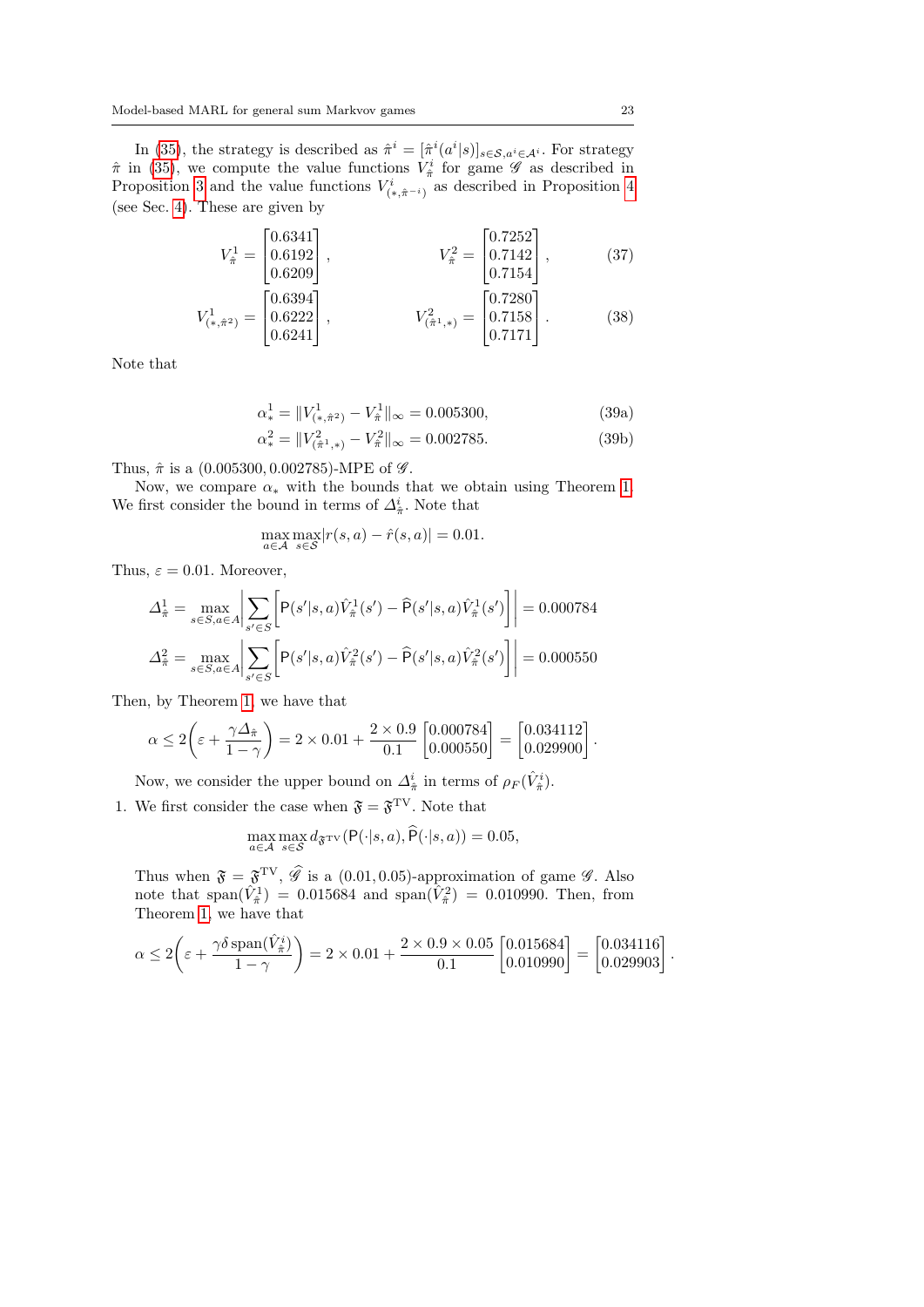In (35), the strategy is described as $\hat{\pi}^i = [\hat{\pi}^i(a^i|s)]_{s\in\mathcal{S},a^i\in\mathcal{A}^i}$. For strategy $\hat{\pi}$ in (35), we compute the value functions $V^i_{\hat{\pi}}$ for game $\mathscr{G}$ as described in Proposition 3 and the value functions $V^i_{(*,\hat{\pi}^{-i})}$ as described in Proposition 4 (see Sec. 4). These are given by

$$V^1_{\hat{\pi}} = \begin{bmatrix} 0.6341 \\ 0.6192 \\ 0.6209 \end{bmatrix}, \qquad V^2_{\hat{\pi}} = \begin{bmatrix} 0.7252 \\ 0.7142 \\ 0.7154 \end{bmatrix}, \tag{37}$$

$$V^1_{(*,\hat{\pi}^2)} = \begin{bmatrix} 0.6394 \\ 0.6222 \\ 0.6241 \end{bmatrix}, \qquad V^2_{(\hat{\pi}^1,*)} = \begin{bmatrix} 0.7280 \\ 0.7158 \\ 0.7171 \end{bmatrix}. \tag{38}$$

Note that

$$\alpha^1_* = \|V^1_{(*,\hat{\pi}^2)} - V^1_{\hat{\pi}}\|_\infty = 0.005300, \tag{39a}$$

$$\alpha^2_* = \|V^2_{(\hat{\pi}^1,*)} - V^2_{\hat{\pi}}\|_\infty = 0.002785. \tag{39b}$$

Thus, $\hat{\pi}$ is a $(0.005300, 0.002785)$-MPE of $\mathscr{G}$.

Now, we compare $\alpha_*$ with the bounds that we obtain using Theorem 1. We first consider the bound in terms of $\Delta^i_{\hat{\pi}}$. Note that

$$\max_{a\in\mathcal{A}} \max_{s\in\mathcal{S}} |r(s,a) - \hat{r}(s,a)| = 0.01.$$

Thus, $\varepsilon = 0.01$. Moreover,

$$\Delta^1_{\hat{\pi}} = \max_{s\in S, a\in A} \left| \sum_{s'\in S} \left[ \mathsf{P}(s'|s,a)\hat{V}^1_{\hat{\pi}}(s') - \widehat{\mathsf{P}}(s'|s,a)\hat{V}^1_{\hat{\pi}}(s') \right] \right| = 0.000784$$

$$\Delta^2_{\hat{\pi}} = \max_{s\in S, a\in A} \left| \sum_{s'\in S} \left[ \mathsf{P}(s'|s,a)\hat{V}^2_{\hat{\pi}}(s') - \widehat{\mathsf{P}}(s'|s,a)\hat{V}^2_{\hat{\pi}}(s') \right] \right| = 0.000550$$

Then, by Theorem 1, we have that

$$\alpha \le 2\left(\varepsilon + \frac{\gamma \Delta_{\hat{\pi}}}{1-\gamma}\right) = 2\times 0.01 + \frac{2\times 0.9}{0.1} \begin{bmatrix} 0.000784 \\ 0.000550 \end{bmatrix} = \begin{bmatrix} 0.034112 \\ 0.029900 \end{bmatrix}.$$

Now, we consider the upper bound on $\Delta^i_{\hat{\pi}}$ in terms of $\rho_{F}(\hat{V}^i_{\hat{\pi}})$.

1. We first consider the case when $\mathfrak{F} = \mathfrak{F}^{\mathrm{TV}}$. Note that

$$\max_{a\in\mathcal{A}} \max_{s\in\mathcal{S}} d_{\mathfrak{F}^{\mathrm{TV}}}(\mathsf{P}(\cdot|s,a), \widehat{\mathsf{P}}(\cdot|s,a)) = 0.05,$$

Thus when $\mathfrak{F} = \mathfrak{F}^{\mathrm{TV}}$, $\widehat{\mathscr{G}}$ is a $(0.01, 0.05)$-approximation of game $\mathscr{G}$. Also note that $\operatorname{span}(\hat{V}^1_{\hat{\pi}}) = 0.015684$ and $\operatorname{span}(\hat{V}^2_{\hat{\pi}}) = 0.010990$. Then, from Theorem 1, we have that

$$\alpha \le 2\left(\varepsilon + \frac{\gamma\delta \operatorname{span}(\hat{V}^i_{\hat{\pi}})}{1-\gamma}\right) = 2\times 0.01 + \frac{2\times 0.9\times 0.05}{0.1} \begin{bmatrix} 0.015684 \\ 0.010990 \end{bmatrix} = \begin{bmatrix} 0.034116 \\ 0.029903 \end{bmatrix}.$$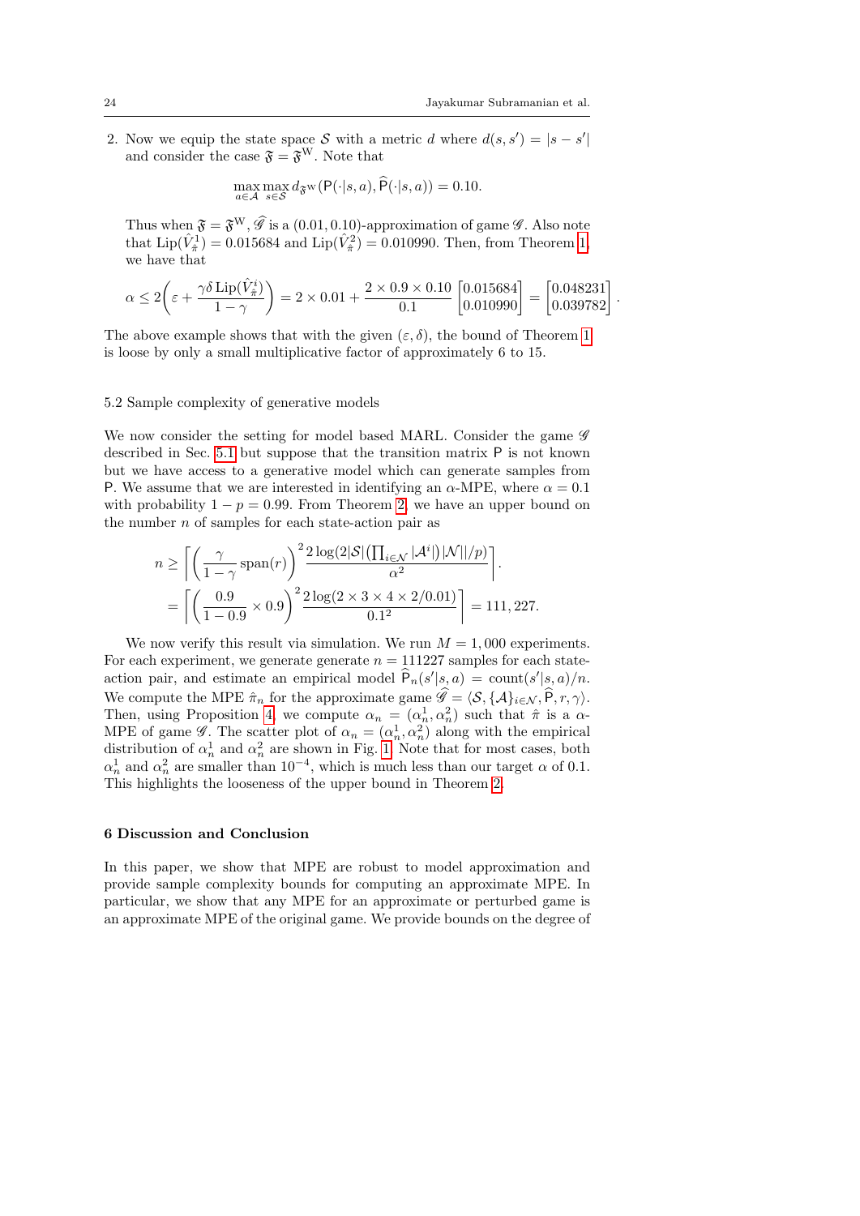2. Now we equip the state space $\mathcal{S}$ with a metric $d$ where $d(s, s') = |s - s'|$ and consider the case $\mathfrak{F} = \mathfrak{F}^{\mathrm{W}}$. Note that

$$\max_{a \in \mathcal{A}} \max_{s \in \mathcal{S}} d_{\mathfrak{F}^{\mathrm{W}}}(\mathsf{P}(\cdot|s,a), \widehat{\mathsf{P}}(\cdot|s,a)) = 0.10.$$

Thus when $\mathfrak{F} = \mathfrak{F}^{\mathrm{W}}$, $\widehat{\mathscr{G}}$ is a $(0.01, 0.10)$-approximation of game $\mathscr{G}$. Also note that $\mathrm{Lip}(\hat{V}^1_{\hat{\pi}}) = 0.015684$ and $\mathrm{Lip}(\hat{V}^2_{\hat{\pi}}) = 0.010990$. Then, from Theorem 1, we have that

$$\alpha \le 2\bigg(\varepsilon + \frac{\gamma \delta \, \mathrm{Lip}(\hat{V}^i_{\hat{\pi}})}{1-\gamma}\bigg) = 2 \times 0.01 + \frac{2 \times 0.9 \times 0.10}{0.1} \begin{bmatrix} 0.015684 \\ 0.010990 \end{bmatrix} = \begin{bmatrix} 0.048231 \\ 0.039782 \end{bmatrix}.$$

The above example shows that with the given $(\varepsilon, \delta)$, the bound of Theorem 1 is loose by only a small multiplicative factor of approximately 6 to 15.

### 5.2 Sample complexity of generative models

We now consider the setting for model based MARL. Consider the game $\mathscr{G}$ described in Sec. 5.1 but suppose that the transition matrix $\mathsf{P}$ is not known but we have access to a generative model which can generate samples from $\mathsf{P}$. We assume that we are interested in identifying an $\alpha$-MPE, where $\alpha = 0.1$ with probability $1 - p = 0.99$. From Theorem 2, we have an upper bound on the number $n$ of samples for each state-action pair as

$$\begin{aligned} n &\ge \left\lceil \left(\frac{\gamma}{1-\gamma} \operatorname{span}(r)\right)^2 \frac{2 \log(2|\mathcal{S}|\big(\prod_{i \in \mathcal{N}} |\mathcal{A}^i|\big)|\mathcal{N}|/p)}{\alpha^2} \right\rceil. \\ &= \left\lceil \left(\frac{0.9}{1-0.9} \times 0.9\right)^2 \frac{2 \log(2 \times 3 \times 4 \times 2/0.01)}{0.1^2} \right\rceil = 111,227. \end{aligned}$$

We now verify this result via simulation. We run $M = 1,000$ experiments. For each experiment, we generate generate $n = 111227$ samples for each state-action pair, and estimate an empirical model $\widehat{\mathsf{P}}_n(s'|s,a) = \mathrm{count}(s'|s,a)/n$. We compute the MPE $\hat{\pi}_n$ for the approximate game $\widehat{\mathscr{G}} = \langle \mathcal{S}, \{\mathcal{A}\}_{i \in \mathcal{N}}, \widehat{\mathsf{P}}, r, \gamma \rangle$. Then, using Proposition 4, we compute $\alpha_n = (\alpha^1_n, \alpha^2_n)$ such that $\hat{\pi}$ is a $\alpha$-MPE of game $\mathscr{G}$. The scatter plot of $\alpha_n = (\alpha^1_n, \alpha^2_n)$ along with the empirical distribution of $\alpha^1_n$ and $\alpha^2_n$ are shown in Fig. 1. Note that for most cases, both $\alpha^1_n$ and $\alpha^2_n$ are smaller than $10^{-4}$, which is much less than our target $\alpha$ of 0.1. This highlights the looseness of the upper bound in Theorem 2.

## 6 Discussion and Conclusion

In this paper, we show that MPE are robust to model approximation and provide sample complexity bounds for computing an approximate MPE. In particular, we show that any MPE for an approximate or perturbed game is an approximate MPE of the original game. We provide bounds on the degree of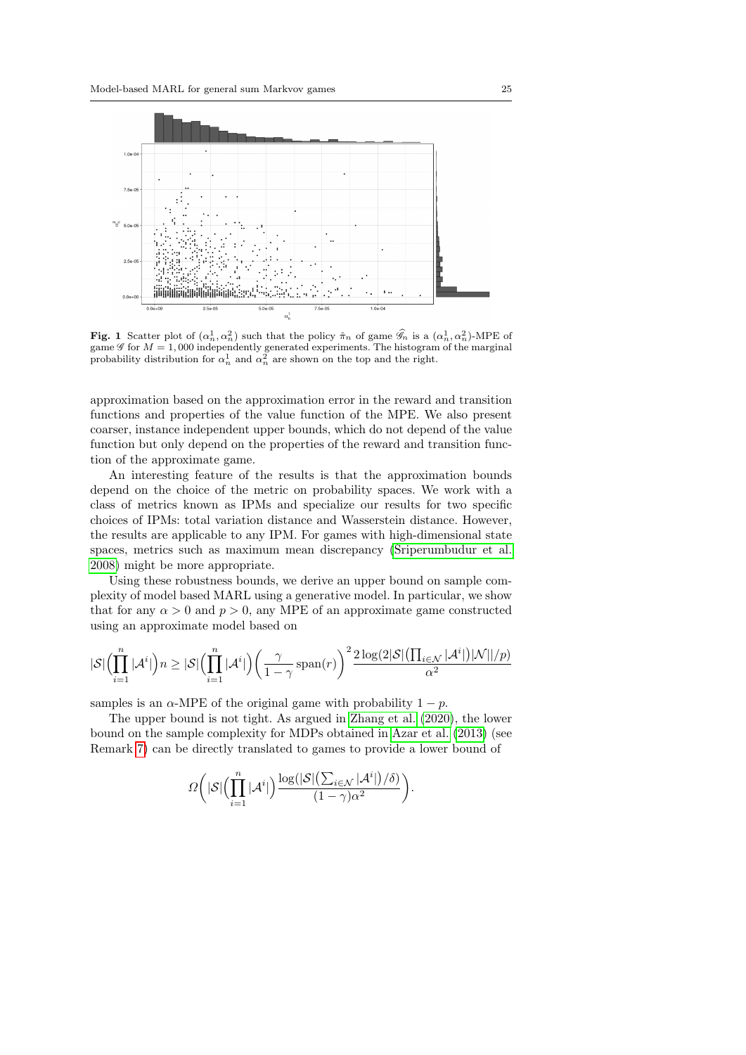**Fig. 1** Scatter plot of $(\alpha_n^1, \alpha_n^2)$ such that the policy $\hat{\pi}_n$ of game $\widehat{\mathscr{G}}_n$ is a $(\alpha_n^1, \alpha_n^2)$-MPE of game $\mathscr{G}$ for $M = 1,000$ independently generated experiments. The histogram of the marginal probability distribution for $\alpha_n^1$ and $\alpha_n^2$ are shown on the top and the right.

approximation based on the approximation error in the reward and transition functions and properties of the value function of the MPE. We also present coarser, instance independent upper bounds, which do not depend of the value function but only depend on the properties of the reward and transition function of the approximate game.

An interesting feature of the results is that the approximation bounds depend on the choice of the metric on probability spaces. We work with a class of metrics known as IPMs and specialize our results for two specific choices of IPMs: total variation distance and Wasserstein distance. However, the results are applicable to any IPM. For games with high-dimensional state spaces, metrics such as maximum mean discrepancy (Sriperumbudur et al. 2008) might be more appropriate.

Using these robustness bounds, we derive an upper bound on sample complexity of model based MARL using a generative model. In particular, we show that for any $\alpha > 0$ and $p > 0$, any MPE of an approximate game constructed using an approximate model based on

$$|\mathcal{S}|\Big(\prod_{i=1}^{n}|\mathcal{A}^i|\Big)n \geq |\mathcal{S}|\Big(\prod_{i=1}^{n}|\mathcal{A}^i|\Big)\bigg(\frac{\gamma}{1-\gamma}\operatorname{span}(r)\bigg)^2 \frac{2\log(2|\mathcal{S}|\big(\prod_{i\in\mathcal{N}}|\mathcal{A}^i|\big)|\mathcal{N}||/p)}{\alpha^2}$$

samples is an $\alpha$-MPE of the original game with probability $1-p$.

The upper bound is not tight. As argued in Zhang et al. (2020), the lower bound on the sample complexity for MDPs obtained in Azar et al. (2013) (see Remark 7) can be directly translated to games to provide a lower bound of

$$\Omega\bigg(|\mathcal{S}|\Big(\prod_{i=1}^{n}|\mathcal{A}^i|\Big)\frac{\log(|\mathcal{S}|\big(\sum_{i\in\mathcal{N}}|\mathcal{A}^i|\big)/\delta)}{(1-\gamma)\alpha^2}\bigg).$$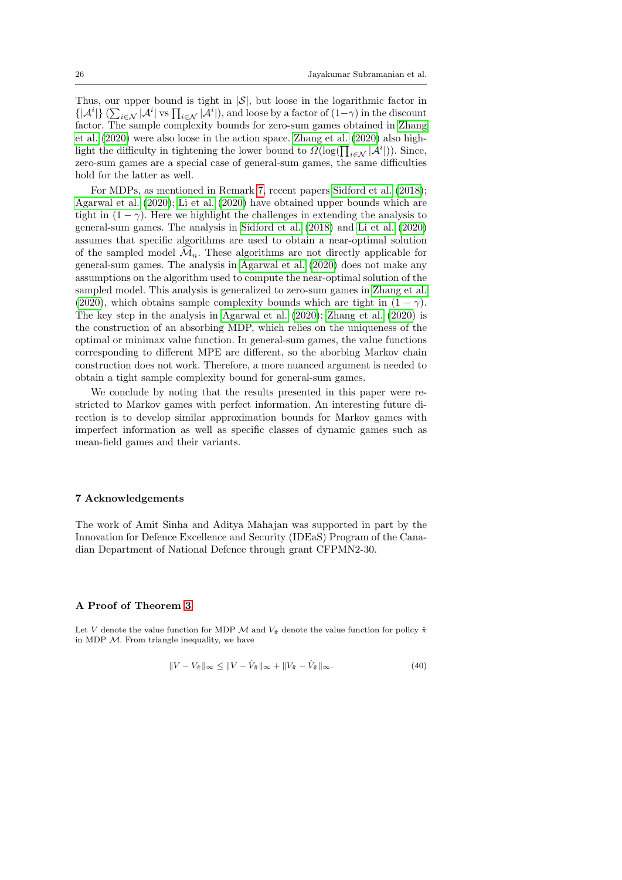Thus, our upper bound is tight in $|\mathcal{S}|$, but loose in the logarithmic factor in $\{|\mathcal{A}^i|\}$ ($\sum_{i\in\mathcal{N}} |\mathcal{A}^i|$ vs $\prod_{i\in\mathcal{N}} |\mathcal{A}^i|$), and loose by a factor of $(1-\gamma)$ in the discount factor. The sample complexity bounds for zero-sum games obtained in Zhang et al. (2020) were also loose in the action space. Zhang et al. (2020) also highlight the difficulty in tightening the lower bound to $\Omega(\log(\prod_{i\in\mathcal{N}} |\mathcal{A}^i|))$. Since, zero-sum games are a special case of general-sum games, the same difficulties hold for the latter as well.

For MDPs, as mentioned in Remark 7, recent papers Sidford et al. (2018); Agarwal et al. (2020); Li et al. (2020) have obtained upper bounds which are tight in $(1-\gamma)$. Here we highlight the challenges in extending the analysis to general-sum games. The analysis in Sidford et al. (2018) and Li et al. (2020) assumes that specific algorithms are used to obtain a near-optimal solution of the sampled model $\widehat{\mathcal{M}}_n$. These algorithms are not directly applicable for general-sum games. The analysis in Agarwal et al. (2020) does not make any assumptions on the algorithm used to compute the near-optimal solution of the sampled model. This analysis is generalized to zero-sum games in Zhang et al. (2020), which obtains sample complexity bounds which are tight in $(1-\gamma)$. The key step in the analysis in Agarwal et al. (2020); Zhang et al. (2020) is the construction of an absorbing MDP, which relies on the uniqueness of the optimal or minimax value function. In general-sum games, the value functions corresponding to different MPE are different, so the aborbing Markov chain construction does not work. Therefore, a more nuanced argument is needed to obtain a tight sample complexity bound for general-sum games.

We conclude by noting that the results presented in this paper were restricted to Markov games with perfect information. An interesting future direction is to develop similar approximation bounds for Markov games with imperfect information as well as specific classes of dynamic games such as mean-field games and their variants.

## 7 Acknowledgements

The work of Amit Sinha and Aditya Mahajan was supported in part by the Innovation for Defence Excellence and Security (IDEaS) Program of the Canadian Department of National Defence through grant CFPMN2-30.

## A Proof of Theorem 3

Let $V$ denote the value function for MDP $\mathcal{M}$ and $V_{\hat{\pi}}$ denote the value function for policy $\hat{\pi}$ in MDP $\mathcal{M}$. From triangle inequality, we have

$$\|V - V_{\hat{\pi}}\|_\infty \le \|V - \hat{V}_{\hat{\pi}}\|_\infty + \|V_{\hat{\pi}} - \hat{V}_{\hat{\pi}}\|_\infty. \tag{40}$$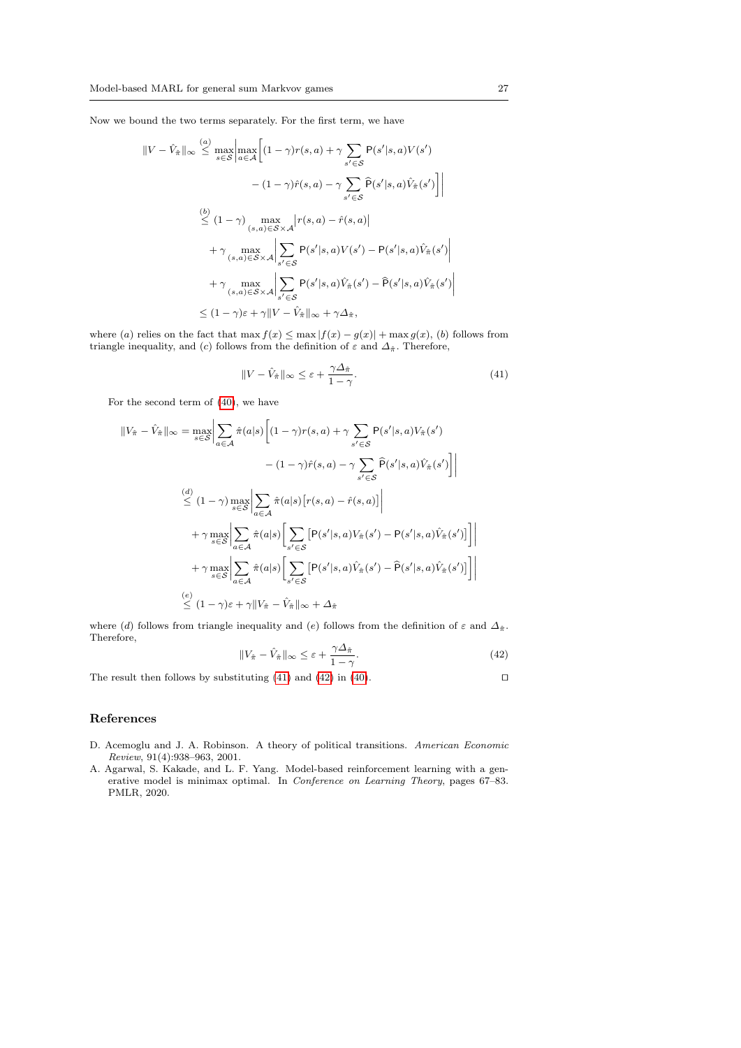Now we bound the two terms separately. For the first term, we have

$$
\begin{aligned}
\|V - \hat{V}_{\hat{\pi}}\|_\infty &\overset{(a)}{\leq} \max_{s\in\mathcal{S}}\bigg|\max_{a\in\mathcal{A}}\Big[(1-\gamma)r(s,a) + \gamma\sum_{s'\in\mathcal{S}}\mathsf{P}(s'|s,a)V(s') \\
&\qquad - (1-\gamma)\hat{r}(s,a) - \gamma\sum_{s'\in\mathcal{S}}\widehat{\mathsf{P}}(s'|s,a)\hat{V}_{\hat{\pi}}(s')\Big]\bigg| \\
&\overset{(b)}{\leq} (1-\gamma)\max_{(s,a)\in\mathcal{S}\times\mathcal{A}}\big|r(s,a)-\hat{r}(s,a)\big| \\
&\quad + \gamma\max_{(s,a)\in\mathcal{S}\times\mathcal{A}}\bigg|\sum_{s'\in\mathcal{S}}\mathsf{P}(s'|s,a)V(s') - \mathsf{P}(s'|s,a)\hat{V}_{\hat{\pi}}(s')\bigg| \\
&\quad + \gamma\max_{(s,a)\in\mathcal{S}\times\mathcal{A}}\bigg|\sum_{s'\in\mathcal{S}}\mathsf{P}(s'|s,a)\hat{V}_{\hat{\pi}}(s') - \widehat{\mathsf{P}}(s'|s,a)\hat{V}_{\hat{\pi}}(s')\bigg| \\
&\leq (1-\gamma)\varepsilon + \gamma\|V-\hat{V}_{\hat{\pi}}\|_\infty + \gamma\Delta_{\hat{\pi}},
\end{aligned}
$$

where $(a)$ relies on the fact that $\max f(x) \leq \max|f(x)-g(x)| + \max g(x)$, $(b)$ follows from triangle inequality, and $(c)$ follows from the definition of $\varepsilon$ and $\Delta_{\hat{\pi}}$. Therefore,

$$
\|V - \hat{V}_{\hat{\pi}}\|_\infty \leq \varepsilon + \frac{\gamma\Delta_{\hat{\pi}}}{1-\gamma}. \tag{41}
$$

For the second term of (40), we have

$$
\begin{aligned}
\|V_{\hat{\pi}} - \hat{V}_{\hat{\pi}}\|_\infty &= \max_{s\in\mathcal{S}}\bigg|\sum_{a\in\mathcal{A}}\hat{\pi}(a|s)\Big[(1-\gamma)r(s,a) + \gamma\sum_{s'\in\mathcal{S}}\mathsf{P}(s'|s,a)V_{\hat{\pi}}(s') \\
&\qquad - (1-\gamma)\hat{r}(s,a) - \gamma\sum_{s'\in\mathcal{S}}\widehat{\mathsf{P}}(s'|s,a)\hat{V}_{\hat{\pi}}(s')\Big]\bigg| \\
&\overset{(d)}{\leq} (1-\gamma)\max_{s\in\mathcal{S}}\bigg|\sum_{a\in\mathcal{A}}\hat{\pi}(a|s)\big[r(s,a)-\hat{r}(s,a)\big]\bigg| \\
&\quad + \gamma\max_{s\in\mathcal{S}}\bigg|\sum_{a\in\mathcal{A}}\hat{\pi}(a|s)\Big[\sum_{s'\in\mathcal{S}}\big[\mathsf{P}(s'|s,a)V_{\hat{\pi}}(s') - \mathsf{P}(s'|s,a)\hat{V}_{\hat{\pi}}(s')\big]\Big]\bigg| \\
&\quad + \gamma\max_{s\in\mathcal{S}}\bigg|\sum_{a\in\mathcal{A}}\hat{\pi}(a|s)\Big[\sum_{s'\in\mathcal{S}}\big[\mathsf{P}(s'|s,a)\hat{V}_{\hat{\pi}}(s') - \widehat{\mathsf{P}}(s'|s,a)\hat{V}_{\hat{\pi}}(s')\big]\Big]\bigg| \\
&\overset{(e)}{\leq} (1-\gamma)\varepsilon + \gamma\|V_{\hat{\pi}}-\hat{V}_{\hat{\pi}}\|_\infty + \Delta_{\hat{\pi}}
\end{aligned}
$$

where $(d)$ follows from triangle inequality and $(e)$ follows from the definition of $\varepsilon$ and $\Delta_{\hat{\pi}}$. Therefore,

$$
\|V_{\hat{\pi}} - \hat{V}_{\hat{\pi}}\|_\infty \leq \varepsilon + \frac{\gamma\Delta_{\hat{\pi}}}{1-\gamma}. \tag{42}
$$

The result then follows by substituting (41) and (42) in (40). $\square$

## References

D. Acemoglu and J. A. Robinson. A theory of political transitions. *American Economic Review*, 91(4):938–963, 2001.

A. Agarwal, S. Kakade, and L. F. Yang. Model-based reinforcement learning with a generative model is minimax optimal. In *Conference on Learning Theory*, pages 67–83. PMLR, 2020.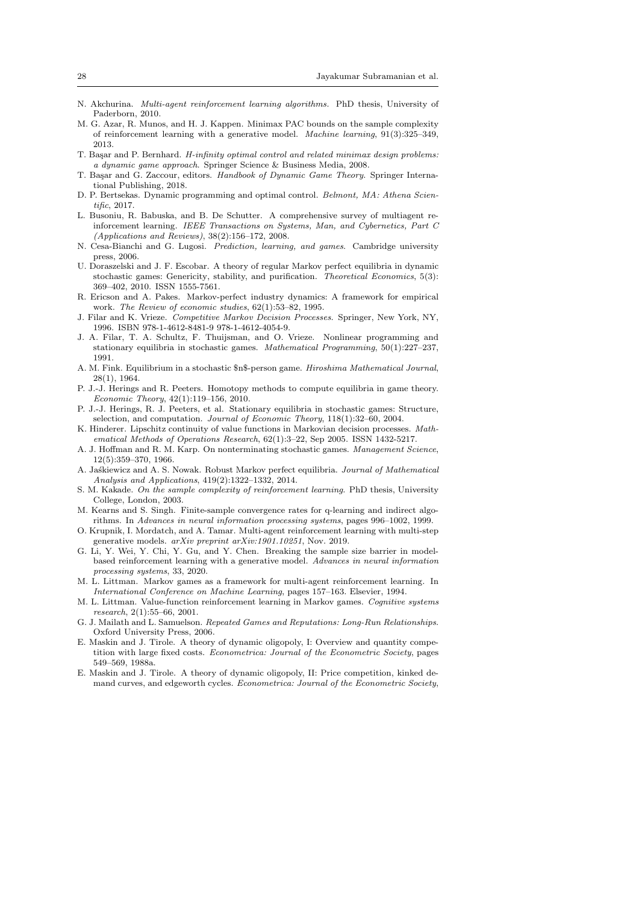N. Akchurina. *Multi-agent reinforcement learning algorithms*. PhD thesis, University of Paderborn, 2010.

M. G. Azar, R. Munos, and H. J. Kappen. Minimax PAC bounds on the sample complexity of reinforcement learning with a generative model. *Machine learning*, 91(3):325–349, 2013.

T. Başar and P. Bernhard. *H-infinity optimal control and related minimax design problems: a dynamic game approach*. Springer Science & Business Media, 2008.

T. Başar and G. Zaccour, editors. *Handbook of Dynamic Game Theory*. Springer International Publishing, 2018.

D. P. Bertsekas. Dynamic programming and optimal control. *Belmont, MA: Athena Scientific*, 2017.

L. Busoniu, R. Babuska, and B. De Schutter. A comprehensive survey of multiagent reinforcement learning. *IEEE Transactions on Systems, Man, and Cybernetics, Part C (Applications and Reviews)*, 38(2):156–172, 2008.

N. Cesa-Bianchi and G. Lugosi. *Prediction, learning, and games*. Cambridge university press, 2006.

U. Doraszelski and J. F. Escobar. A theory of regular Markov perfect equilibria in dynamic stochastic games: Genericity, stability, and purification. *Theoretical Economics*, 5(3): 369–402, 2010. ISSN 1555-7561.

R. Ericson and A. Pakes. Markov-perfect industry dynamics: A framework for empirical work. *The Review of economic studies*, 62(1):53–82, 1995.

J. Filar and K. Vrieze. *Competitive Markov Decision Processes*. Springer, New York, NY, 1996. ISBN 978-1-4612-8481-9 978-1-4612-4054-9.

J. A. Filar, T. A. Schultz, F. Thuijsman, and O. Vrieze. Nonlinear programming and stationary equilibria in stochastic games. *Mathematical Programming*, 50(1):227–237, 1991.

A. M. Fink. Equilibrium in a stochastic \$n\$-person game. *Hiroshima Mathematical Journal*, 28(1), 1964.

P. J.-J. Herings and R. Peeters. Homotopy methods to compute equilibria in game theory. *Economic Theory*, 42(1):119–156, 2010.

P. J.-J. Herings, R. J. Peeters, et al. Stationary equilibria in stochastic games: Structure, selection, and computation. *Journal of Economic Theory*, 118(1):32–60, 2004.

K. Hinderer. Lipschitz continuity of value functions in Markovian decision processes. *Mathematical Methods of Operations Research*, 62(1):3–22, Sep 2005. ISSN 1432-5217.

A. J. Hoffman and R. M. Karp. On nonterminating stochastic games. *Management Science*, 12(5):359–370, 1966.

A. Jaśkiewicz and A. S. Nowak. Robust Markov perfect equilibria. *Journal of Mathematical Analysis and Applications*, 419(2):1322–1332, 2014.

S. M. Kakade. *On the sample complexity of reinforcement learning*. PhD thesis, University College, London, 2003.

M. Kearns and S. Singh. Finite-sample convergence rates for q-learning and indirect algorithms. In *Advances in neural information processing systems*, pages 996–1002, 1999.

O. Krupnik, I. Mordatch, and A. Tamar. Multi-agent reinforcement learning with multi-step generative models. *arXiv preprint arXiv:1901.10251*, Nov. 2019.

G. Li, Y. Wei, Y. Chi, Y. Gu, and Y. Chen. Breaking the sample size barrier in model-based reinforcement learning with a generative model. *Advances in neural information processing systems*, 33, 2020.

M. L. Littman. Markov games as a framework for multi-agent reinforcement learning. In *International Conference on Machine Learning*, pages 157–163. Elsevier, 1994.

M. L. Littman. Value-function reinforcement learning in Markov games. *Cognitive systems research*, 2(1):55–66, 2001.

G. J. Mailath and L. Samuelson. *Repeated Games and Reputations: Long-Run Relationships*. Oxford University Press, 2006.

E. Maskin and J. Tirole. A theory of dynamic oligopoly, I: Overview and quantity competition with large fixed costs. *Econometrica: Journal of the Econometric Society*, pages 549–569, 1988a.

E. Maskin and J. Tirole. A theory of dynamic oligopoly, II: Price competition, kinked demand curves, and edgeworth cycles. *Econometrica: Journal of the Econometric Society*,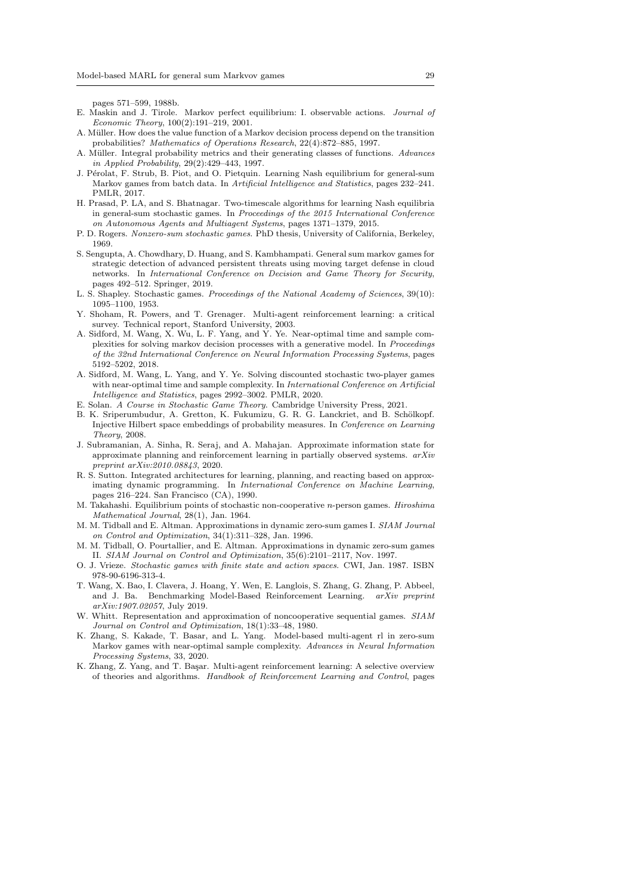pages 571–599, 1988b.

E. Maskin and J. Tirole. Markov perfect equilibrium: I. observable actions. *Journal of Economic Theory*, 100(2):191–219, 2001.

A. Müller. How does the value function of a Markov decision process depend on the transition probabilities? *Mathematics of Operations Research*, 22(4):872–885, 1997.

A. Müller. Integral probability metrics and their generating classes of functions. *Advances in Applied Probability*, 29(2):429–443, 1997.

J. Pérolat, F. Strub, B. Piot, and O. Pietquin. Learning Nash equilibrium for general-sum Markov games from batch data. In *Artificial Intelligence and Statistics*, pages 232–241. PMLR, 2017.

H. Prasad, P. LA, and S. Bhatnagar. Two-timescale algorithms for learning Nash equilibria in general-sum stochastic games. In *Proceedings of the 2015 International Conference on Autonomous Agents and Multiagent Systems*, pages 1371–1379, 2015.

P. D. Rogers. *Nonzero-sum stochastic games*. PhD thesis, University of California, Berkeley, 1969.

S. Sengupta, A. Chowdhary, D. Huang, and S. Kambhampati. General sum markov games for strategic detection of advanced persistent threats using moving target defense in cloud networks. In *International Conference on Decision and Game Theory for Security*, pages 492–512. Springer, 2019.

L. S. Shapley. Stochastic games. *Proceedings of the National Academy of Sciences*, 39(10): 1095–1100, 1953.

Y. Shoham, R. Powers, and T. Grenager. Multi-agent reinforcement learning: a critical survey. Technical report, Stanford University, 2003.

A. Sidford, M. Wang, X. Wu, L. F. Yang, and Y. Ye. Near-optimal time and sample complexities for solving markov decision processes with a generative model. In *Proceedings of the 32nd International Conference on Neural Information Processing Systems*, pages 5192–5202, 2018.

A. Sidford, M. Wang, L. Yang, and Y. Ye. Solving discounted stochastic two-player games with near-optimal time and sample complexity. In *International Conference on Artificial Intelligence and Statistics*, pages 2992–3002. PMLR, 2020.

E. Solan. *A Course in Stochastic Game Theory*. Cambridge University Press, 2021.

B. K. Sriperumbudur, A. Gretton, K. Fukumizu, G. R. G. Lanckriet, and B. Schölkopf. Injective Hilbert space embeddings of probability measures. In *Conference on Learning Theory*, 2008.

J. Subramanian, A. Sinha, R. Seraj, and A. Mahajan. Approximate information state for approximate planning and reinforcement learning in partially observed systems. *arXiv preprint arXiv:2010.08843*, 2020.

R. S. Sutton. Integrated architectures for learning, planning, and reacting based on approximating dynamic programming. In *International Conference on Machine Learning*, pages 216–224. San Francisco (CA), 1990.

M. Takahashi. Equilibrium points of stochastic non-cooperative $n$-person games. *Hiroshima Mathematical Journal*, 28(1), Jan. 1964.

M. M. Tidball and E. Altman. Approximations in dynamic zero-sum games I. *SIAM Journal on Control and Optimization*, 34(1):311–328, Jan. 1996.

M. M. Tidball, O. Pourtallier, and E. Altman. Approximations in dynamic zero-sum games II. *SIAM Journal on Control and Optimization*, 35(6):2101–2117, Nov. 1997.

O. J. Vrieze. *Stochastic games with finite state and action spaces*. CWI, Jan. 1987. ISBN 978-90-6196-313-4.

T. Wang, X. Bao, I. Clavera, J. Hoang, Y. Wen, E. Langlois, S. Zhang, G. Zhang, P. Abbeel, and J. Ba. Benchmarking Model-Based Reinforcement Learning. *arXiv preprint arXiv:1907.02057*, July 2019.

W. Whitt. Representation and approximation of noncooperative sequential games. *SIAM Journal on Control and Optimization*, 18(1):33–48, 1980.

K. Zhang, S. Kakade, T. Basar, and L. Yang. Model-based multi-agent rl in zero-sum Markov games with near-optimal sample complexity. *Advances in Neural Information Processing Systems*, 33, 2020.

K. Zhang, Z. Yang, and T. Başar. Multi-agent reinforcement learning: A selective overview of theories and algorithms. *Handbook of Reinforcement Learning and Control*, pages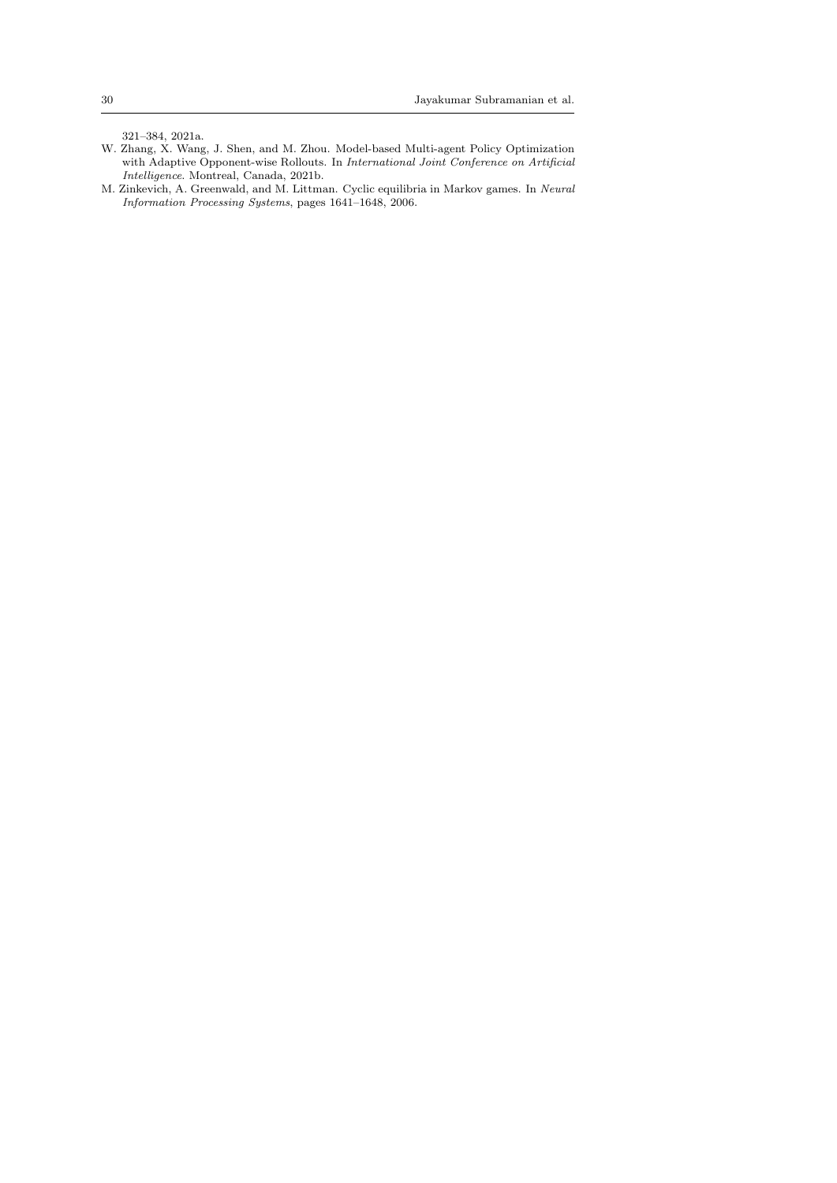321–384, 2021a.

W. Zhang, X. Wang, J. Shen, and M. Zhou. Model-based Multi-agent Policy Optimization with Adaptive Opponent-wise Rollouts. In *International Joint Conference on Artificial Intelligence*. Montreal, Canada, 2021b.

M. Zinkevich, A. Greenwald, and M. Littman. Cyclic equilibria in Markov games. In *Neural Information Processing Systems*, pages 1641–1648, 2006.